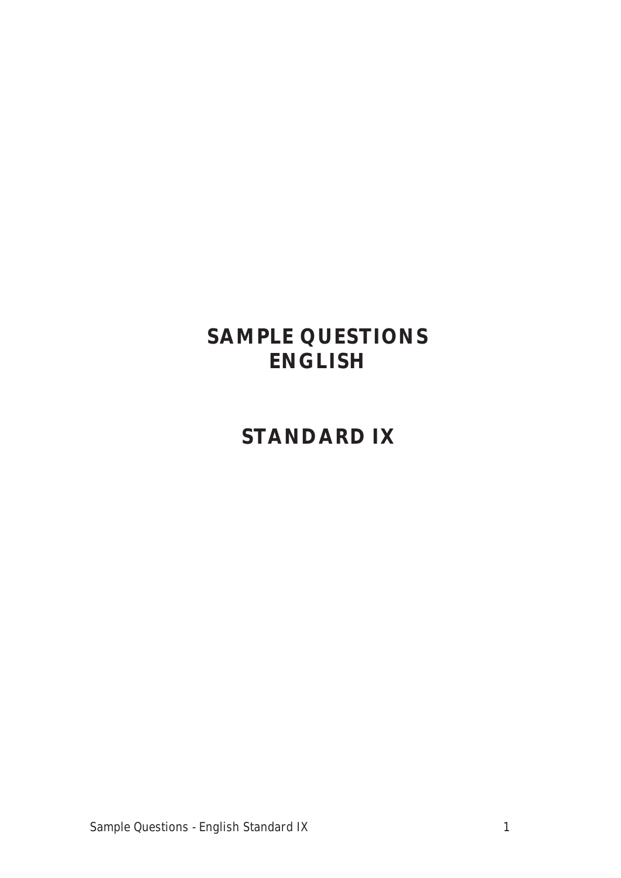# SAMPLE QUESTIONS
# ENGLISH

# STANDARD IX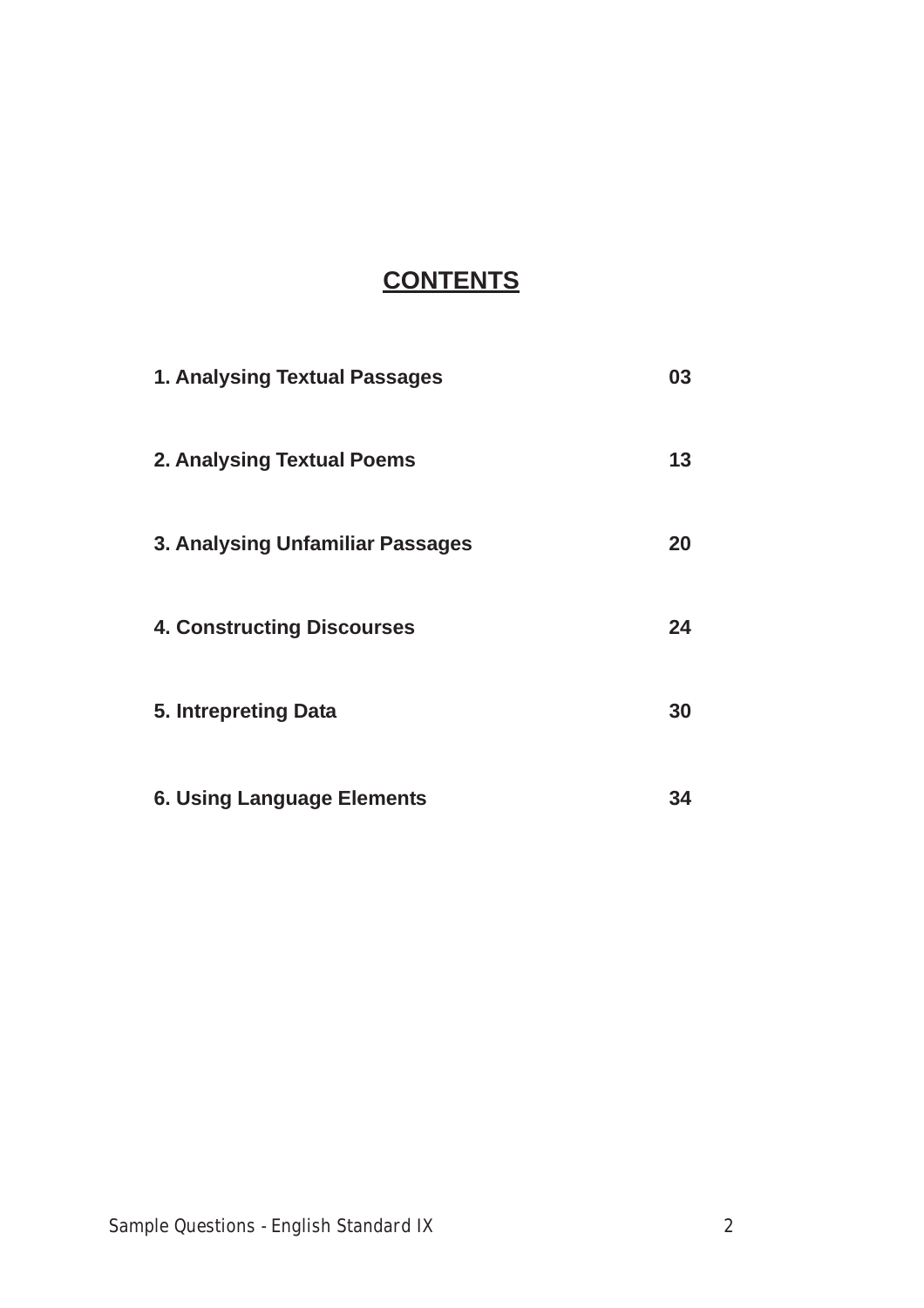# CONTENTS

| | |
|---|---|
| **1. Analysing Textual Passages** | **03** |
| **2. Analysing Textual Poems** | **13** |
| **3. Analysing Unfamiliar Passages** | **20** |
| **4. Constructing Discourses** | **24** |
| **5. Intrepreting Data** | **30** |
| **6. Using Language Elements** | **34** |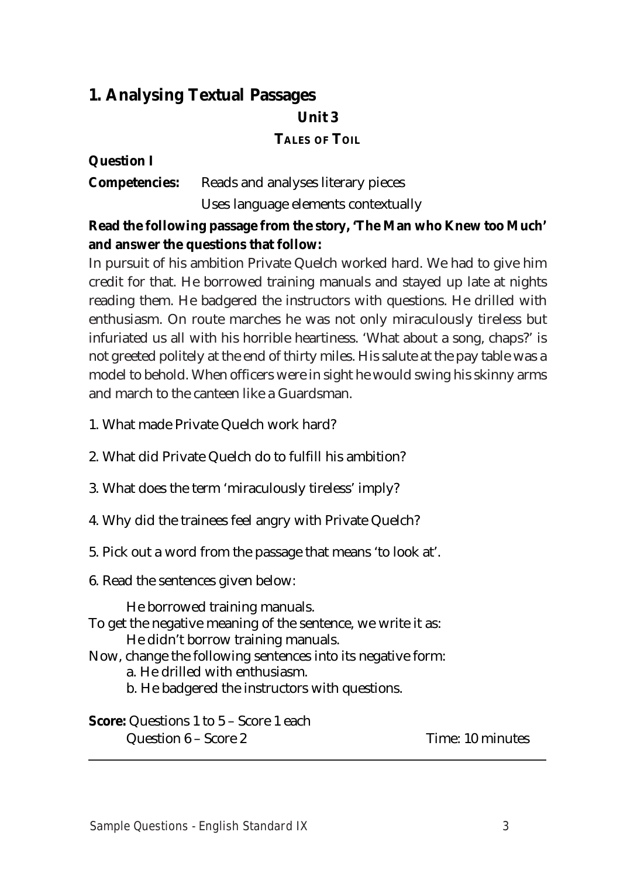## 1. Analysing Textual Passages

### Unit 3

### TALES OF TOIL

**Question I**

**Competencies:** Reads and analyses literary pieces
Uses language elements contextually

**Read the following passage from the story, 'The Man who Knew too Much' and answer the questions that follow:**

In pursuit of his ambition Private Quelch worked hard. We had to give him credit for that. He borrowed training manuals and stayed up late at nights reading them. He badgered the instructors with questions. He drilled with enthusiasm. On route marches he was not only miraculously tireless but infuriated us all with his horrible heartiness. 'What about a song, chaps?' is not greeted politely at the end of thirty miles. His salute at the pay table was a model to behold. When officers were in sight he would swing his skinny arms and march to the canteen like a Guardsman.

1. What made Private Quelch work hard?

2. What did Private Quelch do to fulfill his ambition?

3. What does the term 'miraculously tireless' imply?

4. Why did the trainees feel angry with Private Quelch?

5. Pick out a word from the passage that means 'to look at'.

6. Read the sentences given below:

    He borrowed training manuals.

To get the negative meaning of the sentence, we write it as:

    He didn't borrow training manuals.

Now, change the following sentences into its negative form:

    a. He drilled with enthusiasm.
    b. He badgered the instructors with questions.

**Score:** Questions 1 to 5 – Score 1 each
Question 6 – Score 2

Time: 10 minutes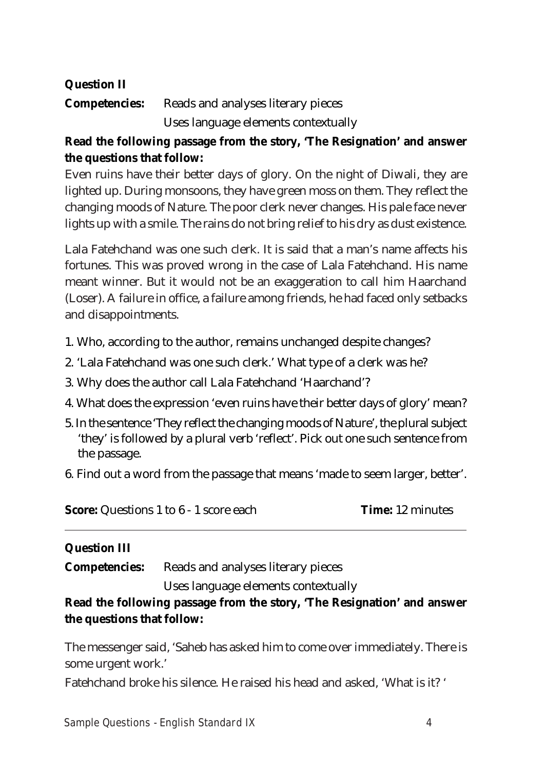**Question II**

**Competencies:** Reads and analyses literary pieces
Uses language elements contextually

**Read the following passage from the story, 'The Resignation' and answer the questions that follow:**

Even ruins have their better days of glory. On the night of Diwali, they are lighted up. During monsoons, they have green moss on them. They reflect the changing moods of Nature. The poor clerk never changes. His pale face never lights up with a smile. The rains do not bring relief to his dry as dust existence.

Lala Fatehchand was one such clerk. It is said that a man's name affects his fortunes. This was proved wrong in the case of Lala Fatehchand. His name meant winner. But it would not be an exaggeration to call him Haarchand (Loser). A failure in office, a failure among friends, he had faced only setbacks and disappointments.

1. Who, according to the author, remains unchanged despite changes?
2. 'Lala Fatehchand was one such clerk.' What type of a clerk was he?
3. Why does the author call Lala Fatehchand 'Haarchand'?
4. What does the expression 'even ruins have their better days of glory' mean?
5. In the sentence 'They reflect the changing moods of Nature', the plural subject 'they' is followed by a plural verb 'reflect'. Pick out one such sentence from the passage.
6. Find out a word from the passage that means 'made to seem larger, better'.

**Score:** Questions 1 to 6 - 1 score each **Time:** 12 minutes

---

**Question III**

**Competencies:** Reads and analyses literary pieces
Uses language elements contextually

**Read the following passage from the story, 'The Resignation' and answer the questions that follow:**

The messenger said, 'Saheb has asked him to come over immediately. There is some urgent work.'

Fatehchand broke his silence. He raised his head and asked, 'What is it? '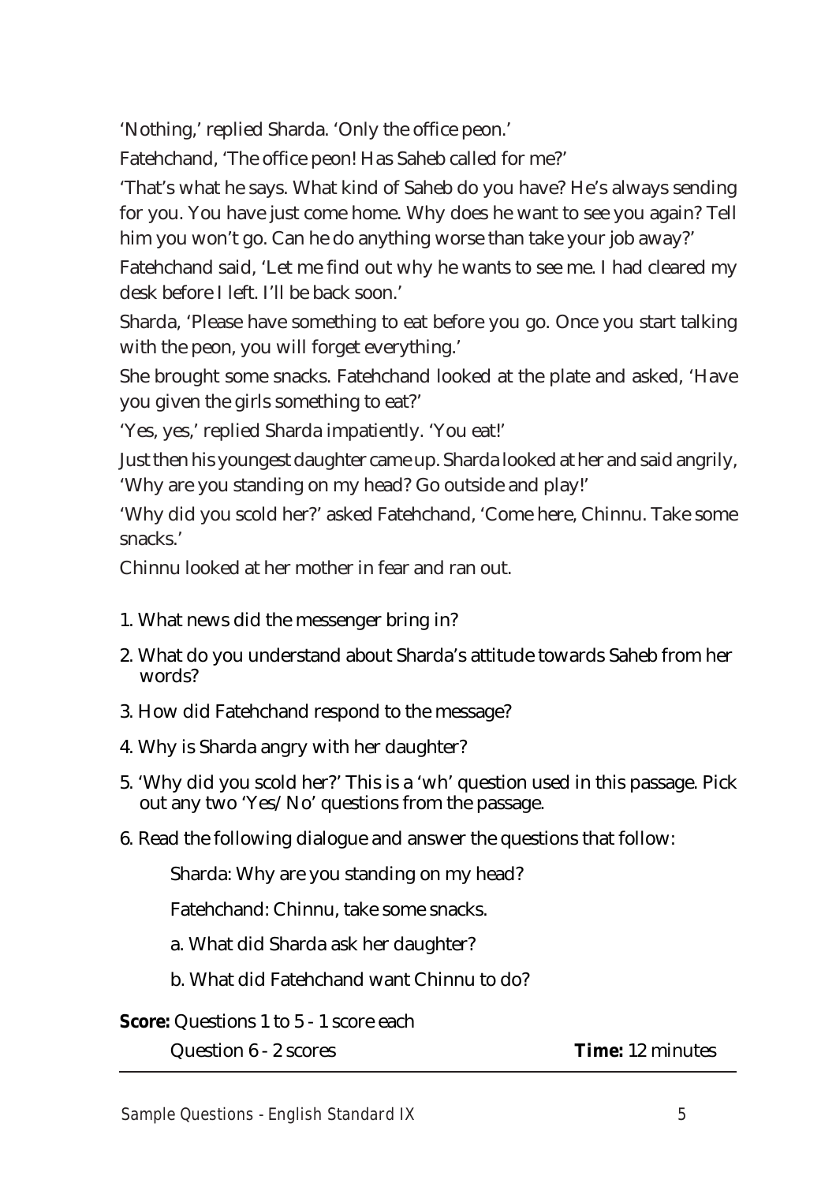'Nothing,' replied Sharda. 'Only the office peon.'

Fatehchand, 'The office peon! Has Saheb called for me?'

'That's what he says. What kind of Saheb do you have? He's always sending for you. You have just come home. Why does he want to see you again? Tell him you won't go. Can he do anything worse than take your job away?'

Fatehchand said, 'Let me find out why he wants to see me. I had cleared my desk before I left. I'll be back soon.'

Sharda, 'Please have something to eat before you go. Once you start talking with the peon, you will forget everything.'

She brought some snacks. Fatehchand looked at the plate and asked, 'Have you given the girls something to eat?'

'Yes, yes,' replied Sharda impatiently. 'You eat!'

Just then his youngest daughter came up. Sharda looked at her and said angrily, 'Why are you standing on my head? Go outside and play!'

'Why did you scold her?' asked Fatehchand, 'Come here, Chinnu. Take some snacks.'

Chinnu looked at her mother in fear and ran out.

1. What news did the messenger bring in?
2. What do you understand about Sharda's attitude towards Saheb from her words?
3. How did Fatehchand respond to the message?
4. Why is Sharda angry with her daughter?
5. 'Why did you scold her?' This is a 'wh' question used in this passage. Pick out any two 'Yes/No' questions from the passage.
6. Read the following dialogue and answer the questions that follow:

   Sharda: Why are you standing on my head?

   Fatehchand: Chinnu, take some snacks.

   a. What did Sharda ask her daughter?

   b. What did Fatehchand want Chinnu to do?

**Score:** Questions 1 to 5 - 1 score each

Question 6 - 2 scores **Time:** 12 minutes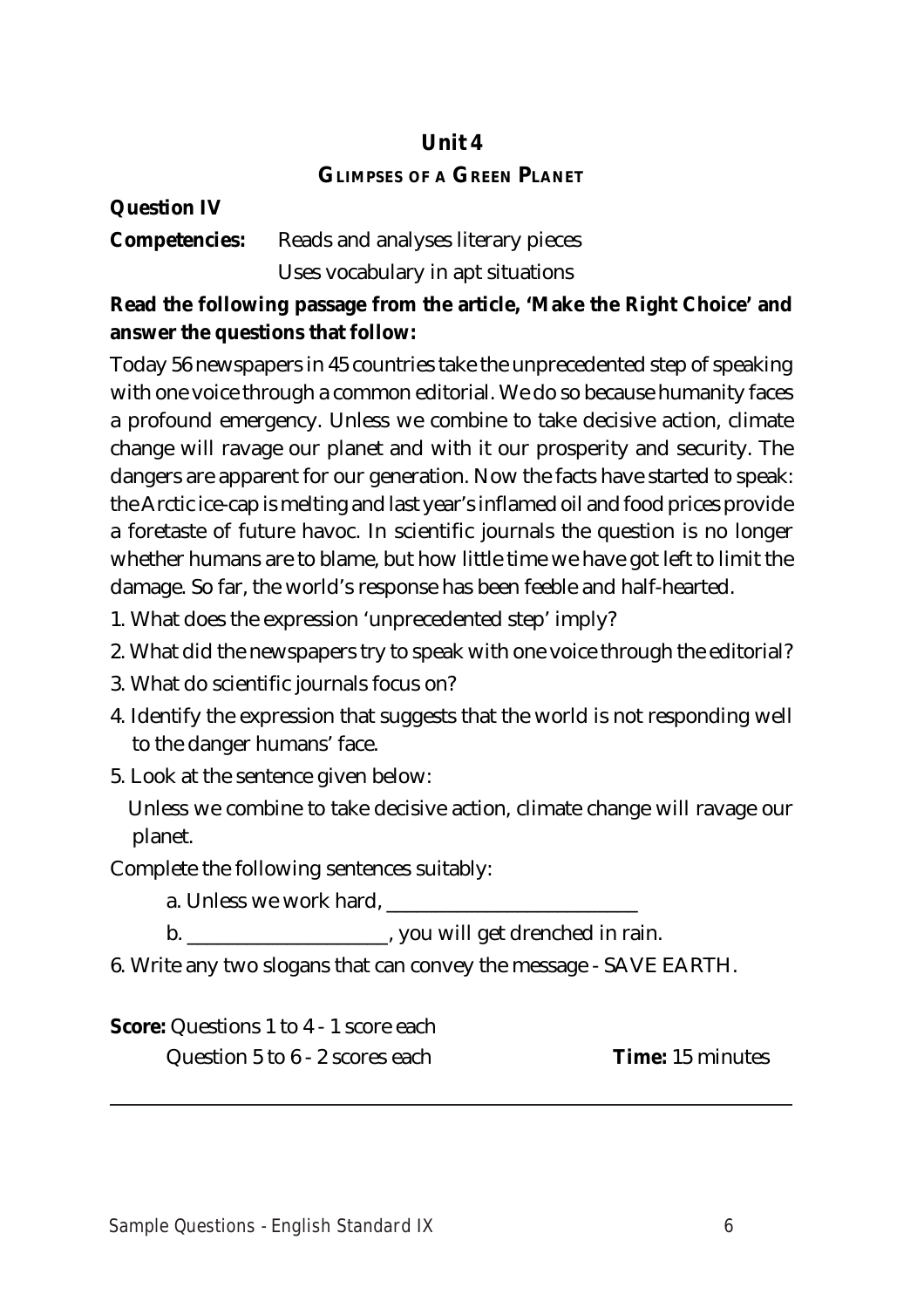## Unit 4

### GLIMPSES OF A GREEN PLANET

**Question IV**

**Competencies:** Reads and analyses literary pieces
Uses vocabulary in apt situations

**Read the following passage from the article, 'Make the Right Choice' and answer the questions that follow:**

Today 56 newspapers in 45 countries take the unprecedented step of speaking with one voice through a common editorial. We do so because humanity faces a profound emergency. Unless we combine to take decisive action, climate change will ravage our planet and with it our prosperity and security. The dangers are apparent for our generation. Now the facts have started to speak: the Arctic ice-cap is melting and last year's inflamed oil and food prices provide a foretaste of future havoc. In scientific journals the question is no longer whether humans are to blame, but how little time we have got left to limit the damage. So far, the world's response has been feeble and half-hearted.

1. What does the expression 'unprecedented step' imply?
2. What did the newspapers try to speak with one voice through the editorial?
3. What do scientific journals focus on?
4. Identify the expression that suggests that the world is not responding well to the danger humans' face.
5. Look at the sentence given below:

   Unless we combine to take decisive action, climate change will ravage our planet.

Complete the following sentences suitably:

a. Unless we work hard, _______________________

b. __________________, you will get drenched in rain.

6. Write any two slogans that can convey the message - SAVE EARTH.

**Score:** Questions 1 to 4 - 1 score each
Question 5 to 6 - 2 scores each **Time:** 15 minutes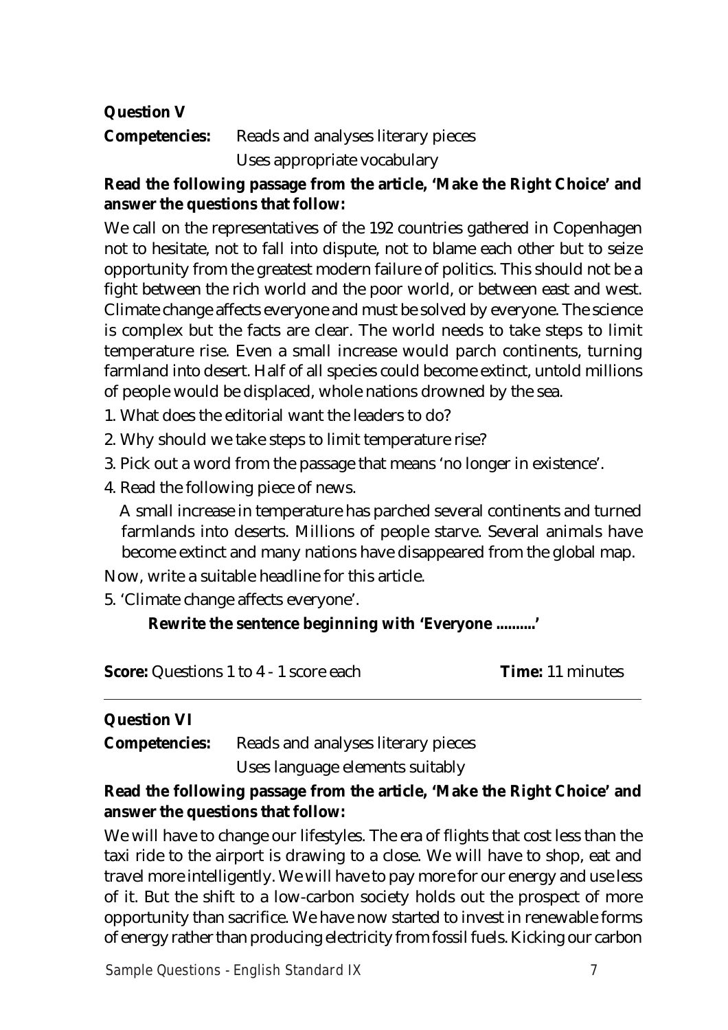**Question V**

**Competencies:** Reads and analyses literary pieces

Uses appropriate vocabulary

**Read the following passage from the article, 'Make the Right Choice' and answer the questions that follow:**

We call on the representatives of the 192 countries gathered in Copenhagen not to hesitate, not to fall into dispute, not to blame each other but to seize opportunity from the greatest modern failure of politics. This should not be a fight between the rich world and the poor world, or between east and west. Climate change affects everyone and must be solved by everyone. The science is complex but the facts are clear. The world needs to take steps to limit temperature rise. Even a small increase would parch continents, turning farmland into desert. Half of all species could become extinct, untold millions of people would be displaced, whole nations drowned by the sea.

1. What does the editorial want the leaders to do?
2. Why should we take steps to limit temperature rise?
3. Pick out a word from the passage that means 'no longer in existence'.
4. Read the following piece of news.

   A small increase in temperature has parched several continents and turned farmlands into deserts. Millions of people starve. Several animals have become extinct and many nations have disappeared from the global map.

Now, write a suitable headline for this article.

5. 'Climate change affects everyone'.

   **Rewrite the sentence beginning with 'Everyone .........'**

**Score:** Questions 1 to 4 - 1 score each **Time:** 11 minutes

---

**Question VI**

**Competencies:** Reads and analyses literary pieces

Uses language elements suitably

**Read the following passage from the article, 'Make the Right Choice' and answer the questions that follow:**

We will have to change our lifestyles. The era of flights that cost less than the taxi ride to the airport is drawing to a close. We will have to shop, eat and travel more intelligently. We will have to pay more for our energy and use less of it. But the shift to a low-carbon society holds out the prospect of more opportunity than sacrifice. We have now started to invest in renewable forms of energy rather than producing electricity from fossil fuels. Kicking our carbon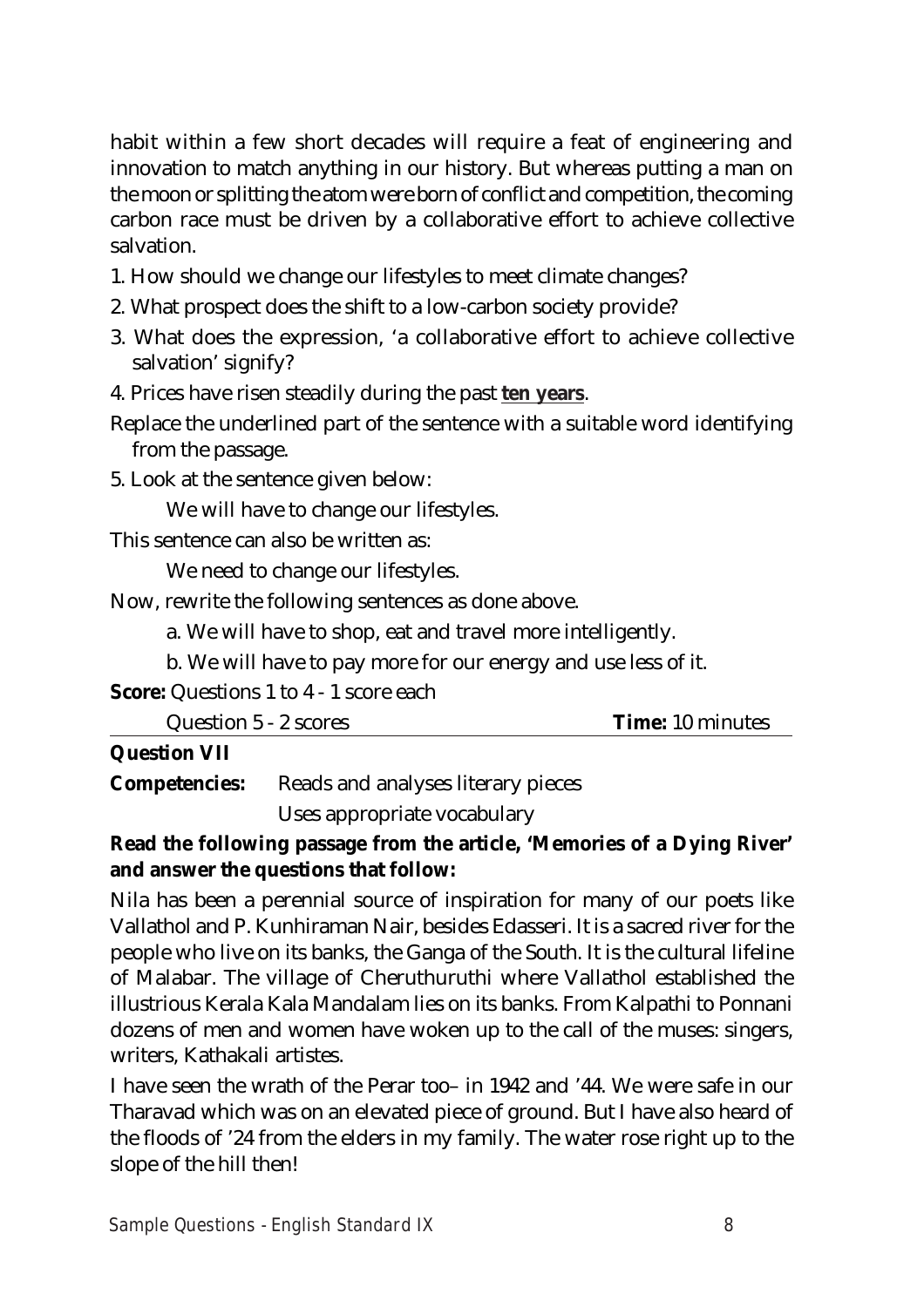habit within a few short decades will require a feat of engineering and innovation to match anything in our history. But whereas putting a man on the moon or splitting the atom were born of conflict and competition, the coming carbon race must be driven by a collaborative effort to achieve collective salvation.

1. How should we change our lifestyles to meet climate changes?
2. What prospect does the shift to a low-carbon society provide?
3. What does the expression, 'a collaborative effort to achieve collective salvation' signify?
4. Prices have risen steadily during the past **ten years**.

Replace the underlined part of the sentence with a suitable word identifying from the passage.

5. Look at the sentence given below:

   We will have to change our lifestyles.

This sentence can also be written as:

   We need to change our lifestyles.

Now, rewrite the following sentences as done above.

   a. We will have to shop, eat and travel more intelligently.

   b. We will have to pay more for our energy and use less of it.

**Score:** Questions 1 to 4 - 1 score each

Question 5 - 2 scores **Time:** 10 minutes

**Question VII**

**Competencies:** Reads and analyses literary pieces

Uses appropriate vocabulary

**Read the following passage from the article, 'Memories of a Dying River' and answer the questions that follow:**

Nila has been a perennial source of inspiration for many of our poets like Vallathol and P. Kunhiraman Nair, besides Edasseri. It is a sacred river for the people who live on its banks, the Ganga of the South. It is the cultural lifeline of Malabar. The village of Cheruthuruthi where Vallathol established the illustrious Kerala Kala Mandalam lies on its banks. From Kalpathi to Ponnani dozens of men and women have woken up to the call of the muses: singers, writers, Kathakali artistes.

I have seen the wrath of the Perar too– in 1942 and '44. We were safe in our Tharavad which was on an elevated piece of ground. But I have also heard of the floods of '24 from the elders in my family. The water rose right up to the slope of the hill then!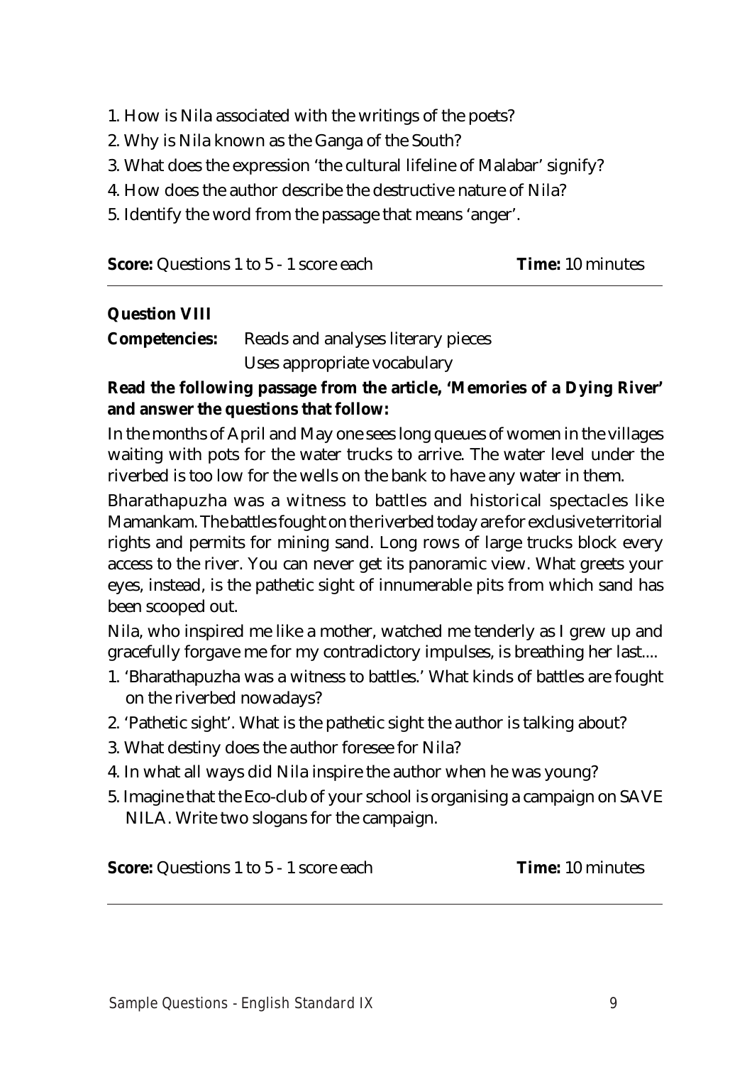1. How is Nila associated with the writings of the poets?
2. Why is Nila known as the Ganga of the South?
3. What does the expression 'the cultural lifeline of Malabar' signify?
4. How does the author describe the destructive nature of Nila?
5. Identify the word from the passage that means 'anger'.

**Score:** Questions 1 to 5 - 1 score each **Time:** 10 minutes

---

**Question VIII**

**Competencies:** Reads and analyses literary pieces
Uses appropriate vocabulary

**Read the following passage from the article, 'Memories of a Dying River' and answer the questions that follow:**

In the months of April and May one sees long queues of women in the villages waiting with pots for the water trucks to arrive. The water level under the riverbed is too low for the wells on the bank to have any water in them.

Bharathapuzha was a witness to battles and historical spectacles like Mamankam. The battles fought on the riverbed today are for exclusive territorial rights and permits for mining sand. Long rows of large trucks block every access to the river. You can never get its panoramic view. What greets your eyes, instead, is the pathetic sight of innumerable pits from which sand has been scooped out.

Nila, who inspired me like a mother, watched me tenderly as I grew up and gracefully forgave me for my contradictory impulses, is breathing her last....

1. 'Bharathapuzha was a witness to battles.' What kinds of battles are fought on the riverbed nowadays?
2. 'Pathetic sight'. What is the pathetic sight the author is talking about?
3. What destiny does the author foresee for Nila?
4. In what all ways did Nila inspire the author when he was young?
5. Imagine that the Eco-club of your school is organising a campaign on SAVE NILA. Write two slogans for the campaign.

**Score:** Questions 1 to 5 - 1 score each **Time:** 10 minutes

---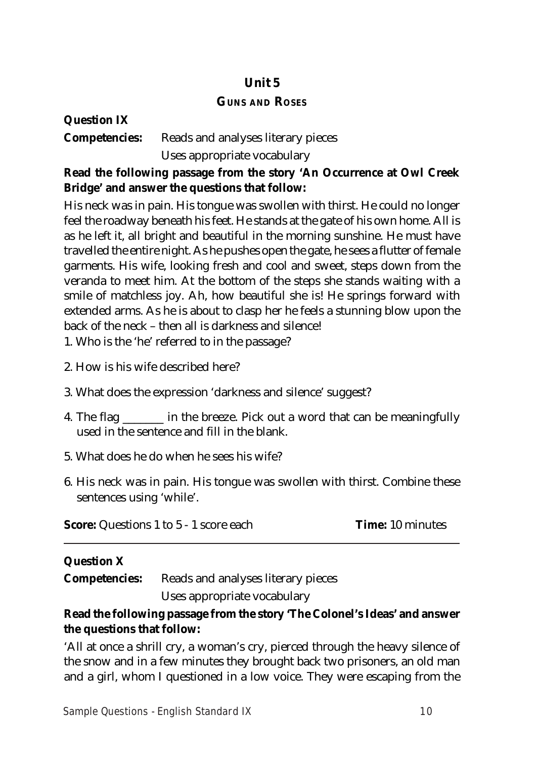## Unit 5

### GUNS AND ROSES

**Question IX**

**Competencies:** Reads and analyses literary pieces

Uses appropriate vocabulary

**Read the following passage from the story 'An Occurrence at Owl Creek Bridge' and answer the questions that follow:**

His neck was in pain. His tongue was swollen with thirst. He could no longer feel the roadway beneath his feet. He stands at the gate of his own home. All is as he left it, all bright and beautiful in the morning sunshine. He must have travelled the entire night. As he pushes open the gate, he sees a flutter of female garments. His wife, looking fresh and cool and sweet, steps down from the veranda to meet him. At the bottom of the steps she stands waiting with a smile of matchless joy. Ah, how beautiful she is! He springs forward with extended arms. As he is about to clasp her he feels a stunning blow upon the back of the neck – then all is darkness and silence!

1. Who is the 'he' referred to in the passage?
2. How is his wife described here?
3. What does the expression 'darkness and silence' suggest?
4. The flag _______ in the breeze. Pick out a word that can be meaningfully used in the sentence and fill in the blank.
5. What does he do when he sees his wife?
6. His neck was in pain. His tongue was swollen with thirst. Combine these sentences using 'while'.

**Score:** Questions 1 to 5 - 1 score each **Time:** 10 minutes

---

**Question X**

**Competencies:** Reads and analyses literary pieces

Uses appropriate vocabulary

**Read the following passage from the story 'The Colonel's Ideas' and answer the questions that follow:**

'All at once a shrill cry, a woman's cry, pierced through the heavy silence of the snow and in a few minutes they brought back two prisoners, an old man and a girl, whom I questioned in a low voice. They were escaping from the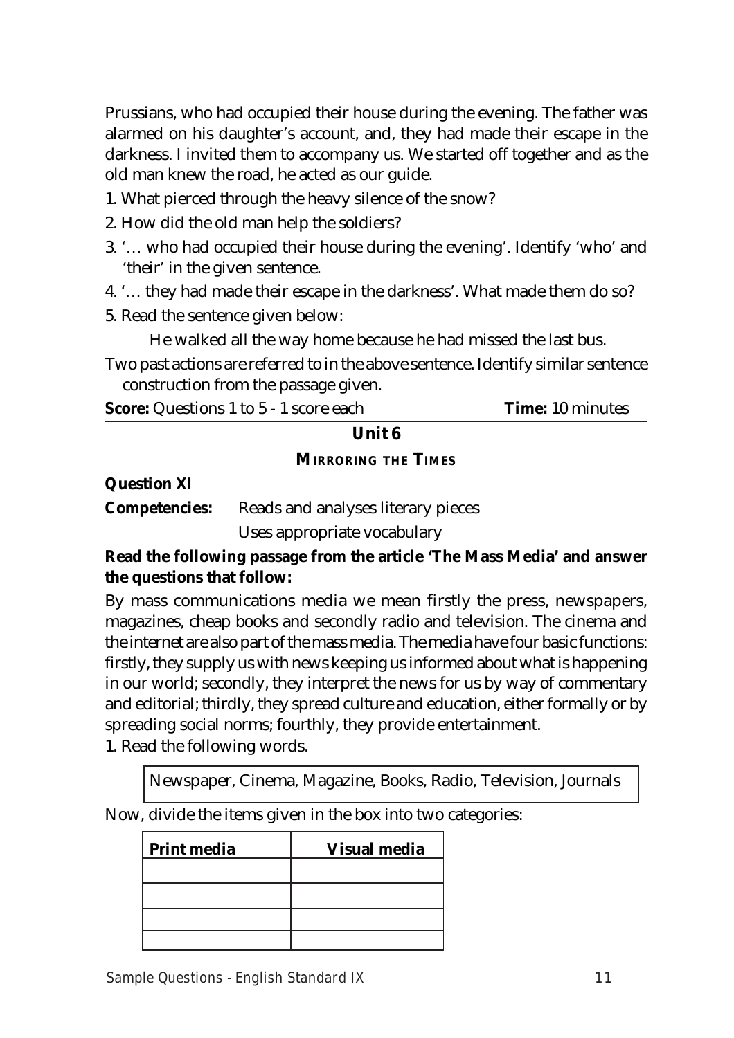Prussians, who had occupied their house during the evening. The father was alarmed on his daughter's account, and, they had made their escape in the darkness. I invited them to accompany us. We started off together and as the old man knew the road, he acted as our guide.

1. What pierced through the heavy silence of the snow?
2. How did the old man help the soldiers?
3. '… who had occupied their house during the evening'. Identify 'who' and 'their' in the given sentence.
4. '… they had made their escape in the darkness'. What made them do so?
5. Read the sentence given below:

   He walked all the way home because he had missed the last bus.

   Two past actions are referred to in the above sentence. Identify similar sentence construction from the passage given.

**Score:** Questions 1 to 5 - 1 score each **Time:** 10 minutes

---

## Unit 6

### MIRRORING THE TIMES

**Question XI**

**Competencies:** Reads and analyses literary pieces

Uses appropriate vocabulary

**Read the following passage from the article 'The Mass Media' and answer the questions that follow:**

By mass communications media we mean firstly the press, newspapers, magazines, cheap books and secondly radio and television. The cinema and the internet are also part of the mass media. The media have four basic functions: firstly, they supply us with news keeping us informed about what is happening in our world; secondly, they interpret the news for us by way of commentary and editorial; thirdly, they spread culture and education, either formally or by spreading social norms; fourthly, they provide entertainment.

1. Read the following words.

| Newspaper, Cinema, Magazine, Books, Radio, Television, Journals |
|---|

Now, divide the items given in the box into two categories:

| Print media | Visual media |
|---|---|
| | |
| | |
| | |
| | |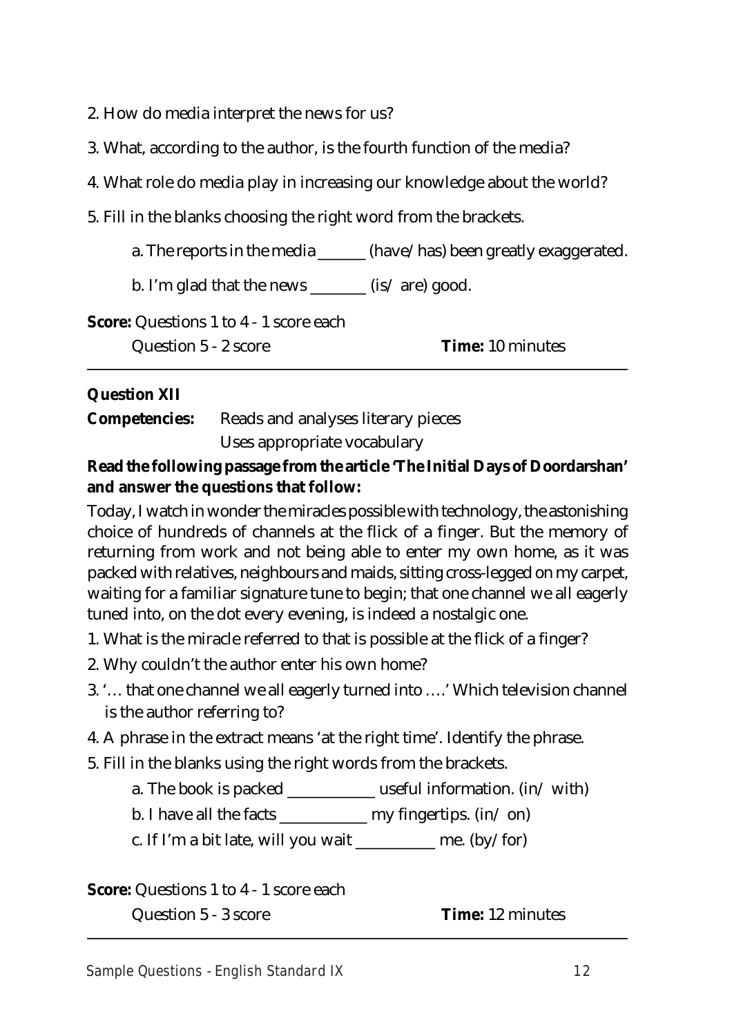2. How do media interpret the news for us?

3. What, according to the author, is the fourth function of the media?

4. What role do media play in increasing our knowledge about the world?

5. Fill in the blanks choosing the right word from the brackets.

   a. The reports in the media ______ (have/ has) been greatly exaggerated.

   b. I'm glad that the news _______ (is/ are) good.

**Score:** Questions 1 to 4 - 1 score each
Question 5 - 2 score **Time:** 10 minutes

---

**Question XII**

**Competencies:** Reads and analyses literary pieces
Uses appropriate vocabulary

**Read the following passage from the article 'The Initial Days of Doordarshan' and answer the questions that follow:**

Today, I watch in wonder the miracles possible with technology, the astonishing choice of hundreds of channels at the flick of a finger. But the memory of returning from work and not being able to enter my own home, as it was packed with relatives, neighbours and maids, sitting cross-legged on my carpet, waiting for a familiar signature tune to begin; that one channel we all eagerly tuned into, on the dot every evening, is indeed a nostalgic one.

1. What is the miracle referred to that is possible at the flick of a finger?
2. Why couldn't the author enter his own home?
3. '… that one channel we all eagerly turned into ….' Which television channel is the author referring to?
4. A phrase in the extract means 'at the right time'. Identify the phrase.
5. Fill in the blanks using the right words from the brackets.

   a. The book is packed ___________ useful information. (in/ with)

   b. I have all the facts ___________ my fingertips. (in/ on)

   c. If I'm a bit late, will you wait __________ me. (by/ for)

**Score:** Questions 1 to 4 - 1 score each
Question 5 - 3 score **Time:** 12 minutes

---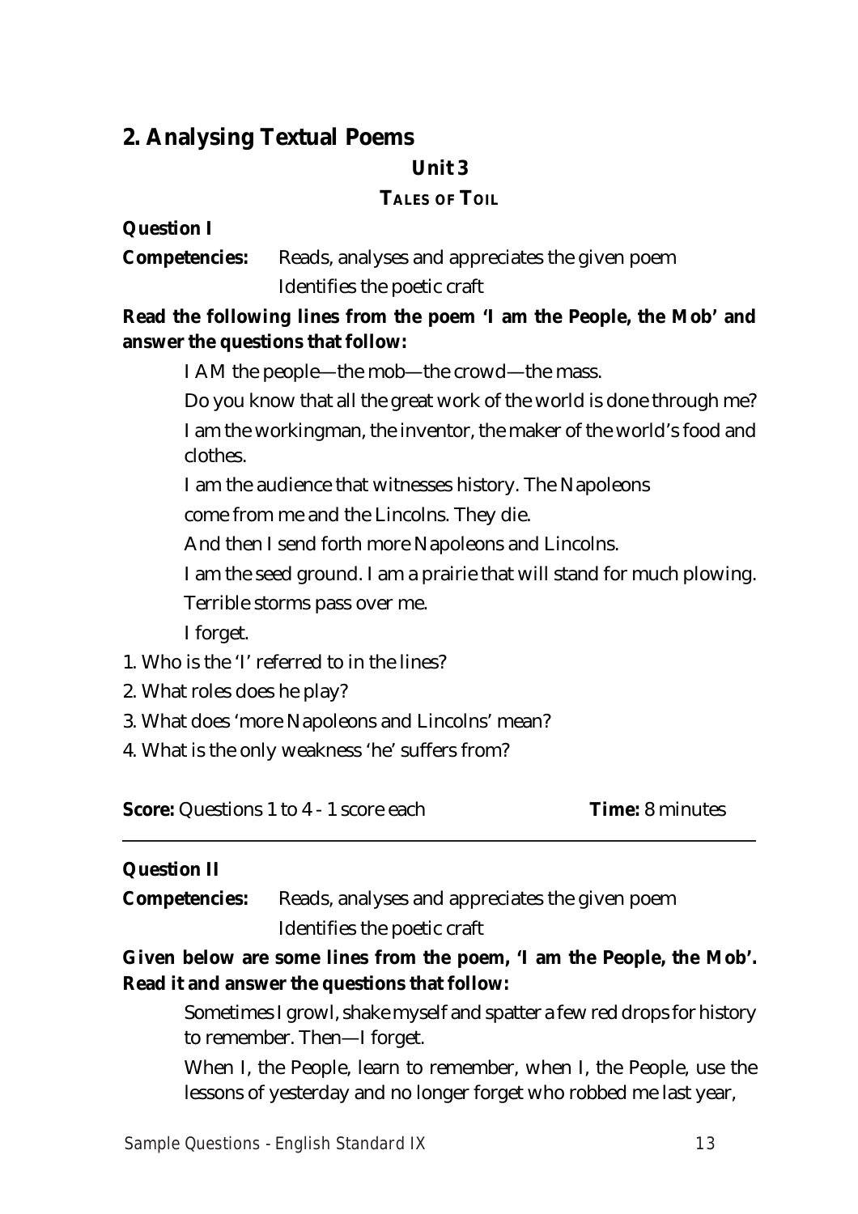## 2. Analysing Textual Poems

### Unit 3

### TALES OF TOIL

**Question I**

**Competencies:** Reads, analyses and appreciates the given poem
Identifies the poetic craft

**Read the following lines from the poem 'I am the People, the Mob' and answer the questions that follow:**

> I AM the people—the mob—the crowd—the mass.
>
> Do you know that all the great work of the world is done through me?
>
> I am the workingman, the inventor, the maker of the world's food and clothes.
>
> I am the audience that witnesses history. The Napoleons
>
> come from me and the Lincolns. They die.
>
> And then I send forth more Napoleons and Lincolns.
>
> I am the seed ground. I am a prairie that will stand for much plowing.
>
> Terrible storms pass over me.
>
> I forget.

1. Who is the 'I' referred to in the lines?
2. What roles does he play?
3. What does 'more Napoleons and Lincolns' mean?
4. What is the only weakness 'he' suffers from?

**Score:** Questions 1 to 4 - 1 score each **Time:** 8 minutes

---

**Question II**

**Competencies:** Reads, analyses and appreciates the given poem
Identifies the poetic craft

**Given below are some lines from the poem, 'I am the People, the Mob'. Read it and answer the questions that follow:**

> Sometimes I growl, shake myself and spatter a few red drops for history to remember. Then—I forget.
>
> When I, the People, learn to remember, when I, the People, use the lessons of yesterday and no longer forget who robbed me last year,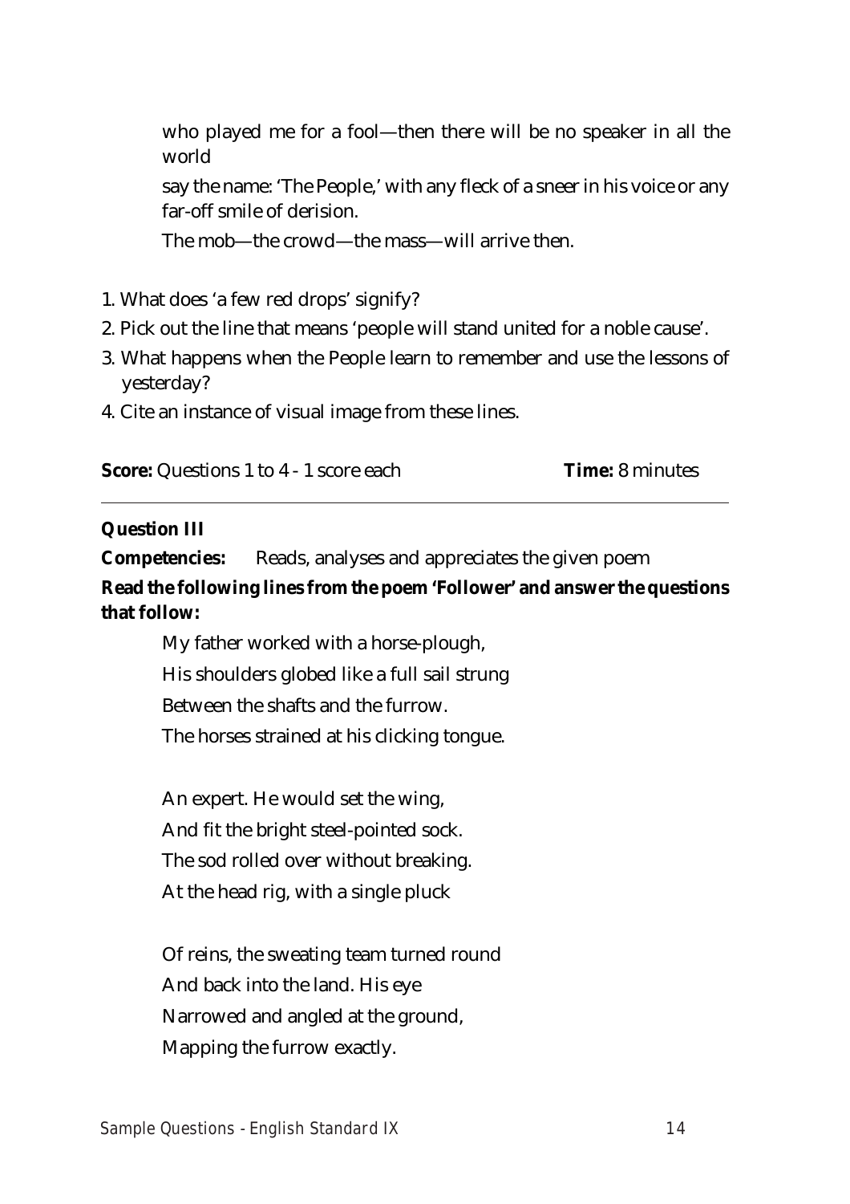who played me for a fool—then there will be no speaker in all the world

say the name: 'The People,' with any fleck of a sneer in his voice or any far-off smile of derision.

The mob—the crowd—the mass—will arrive then.

1. What does 'a few red drops' signify?
2. Pick out the line that means 'people will stand united for a noble cause'.
3. What happens when the People learn to remember and use the lessons of yesterday?
4. Cite an instance of visual image from these lines.

**Score:** Questions 1 to 4 - 1 score each **Time:** 8 minutes

---

**Question III**

**Competencies:** Reads, analyses and appreciates the given poem

**Read the following lines from the poem 'Follower' and answer the questions that follow:**

My father worked with a horse-plough,
His shoulders globed like a full sail strung
Between the shafts and the furrow.
The horses strained at his clicking tongue.

An expert. He would set the wing,
And fit the bright steel-pointed sock.
The sod rolled over without breaking.
At the head rig, with a single pluck

Of reins, the sweating team turned round
And back into the land. His eye
Narrowed and angled at the ground,
Mapping the furrow exactly.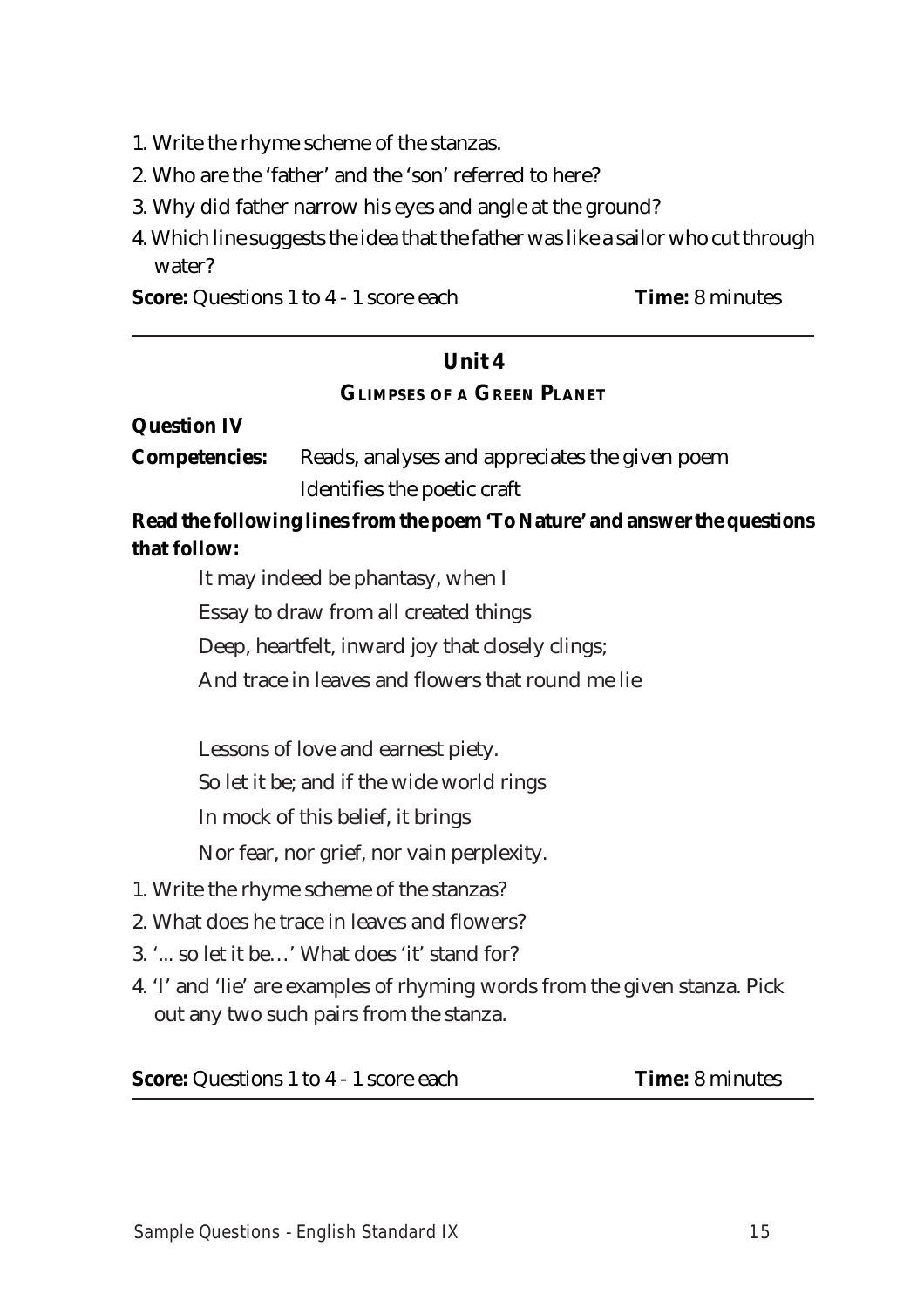1. Write the rhyme scheme of the stanzas.
2. Who are the 'father' and the 'son' referred to here?
3. Why did father narrow his eyes and angle at the ground?
4. Which line suggests the idea that the father was like a sailor who cut through water?

**Score:** Questions 1 to 4 - 1 score each **Time:** 8 minutes

---

## Unit 4

### GLIMPSES OF A GREEN PLANET

**Question IV**

**Competencies:** Reads, analyses and appreciates the given poem
Identifies the poetic craft

**Read the following lines from the poem 'To Nature' and answer the questions that follow:**

> It may indeed be phantasy, when I
> Essay to draw from all created things
> Deep, heartfelt, inward joy that closely clings;
> And trace in leaves and flowers that round me lie
>
> Lessons of love and earnest piety.
> So let it be; and if the wide world rings
> In mock of this belief, it brings
> Nor fear, nor grief, nor vain perplexity.

1. Write the rhyme scheme of the stanzas?
2. What does he trace in leaves and flowers?
3. '... so let it be…' What does 'it' stand for?
4. 'I' and 'lie' are examples of rhyming words from the given stanza. Pick out any two such pairs from the stanza.

**Score:** Questions 1 to 4 - 1 score each **Time:** 8 minutes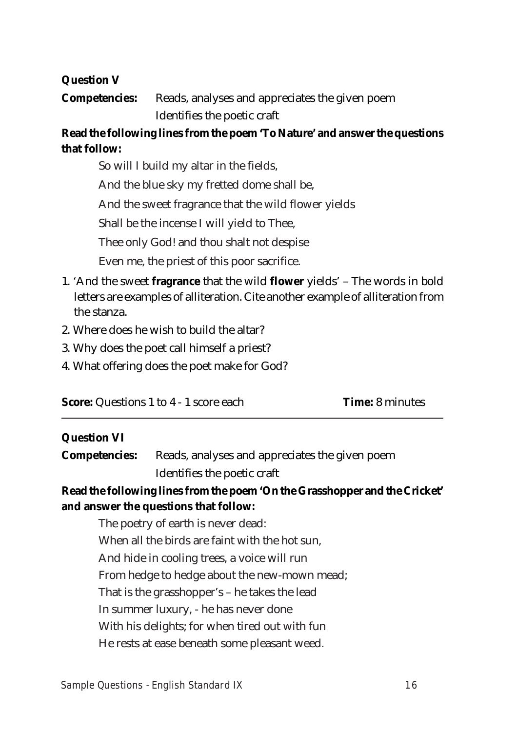**Question V**

**Competencies:** Reads, analyses and appreciates the given poem
Identifies the poetic craft

**Read the following lines from the poem 'To Nature' and answer the questions that follow:**

> So will I build my altar in the fields,
> And the blue sky my fretted dome shall be,
> And the sweet fragrance that the wild flower yields
> Shall be the incense I will yield to Thee,
> Thee only God! and thou shalt not despise
> Even me, the priest of this poor sacrifice.

1. 'And the sweet **fragrance** that the wild **flower** yields' – The words in bold letters are examples of alliteration. Cite another example of alliteration from the stanza.
2. Where does he wish to build the altar?
3. Why does the poet call himself a priest?
4. What offering does the poet make for God?

**Score:** Questions 1 to 4 - 1 score each **Time:** 8 minutes

---

**Question VI**

**Competencies:** Reads, analyses and appreciates the given poem
Identifies the poetic craft

**Read the following lines from the poem 'On the Grasshopper and the Cricket' and answer the questions that follow:**

> The poetry of earth is never dead:
> When all the birds are faint with the hot sun,
> And hide in cooling trees, a voice will run
> From hedge to hedge about the new-mown mead;
> That is the grasshopper's – he takes the lead
> In summer luxury, - he has never done
> With his delights; for when tired out with fun
> He rests at ease beneath some pleasant weed.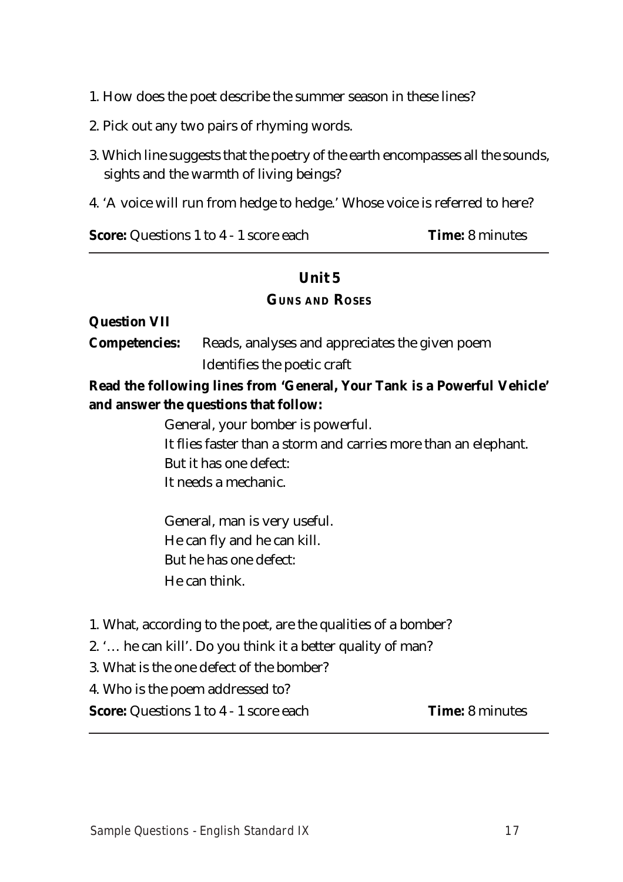1. How does the poet describe the summer season in these lines?

2. Pick out any two pairs of rhyming words.

3. Which line suggests that the poetry of the earth encompasses all the sounds, sights and the warmth of living beings?

4. 'A voice will run from hedge to hedge.' Whose voice is referred to here?

**Score:** Questions 1 to 4 - 1 score each **Time:** 8 minutes

---

## Unit 5

### GUNS AND ROSES

**Question VII**

**Competencies:** Reads, analyses and appreciates the given poem
Identifies the poetic craft

**Read the following lines from 'General, Your Tank is a Powerful Vehicle' and answer the questions that follow:**

General, your bomber is powerful.
It flies faster than a storm and carries more than an elephant.
But it has one defect:
It needs a mechanic.

General, man is very useful.
He can fly and he can kill.
But he has one defect:
He can think.

1. What, according to the poet, are the qualities of a bomber?
2. '… he can kill'. Do you think it a better quality of man?
3. What is the one defect of the bomber?
4. Who is the poem addressed to?

**Score:** Questions 1 to 4 - 1 score each **Time:** 8 minutes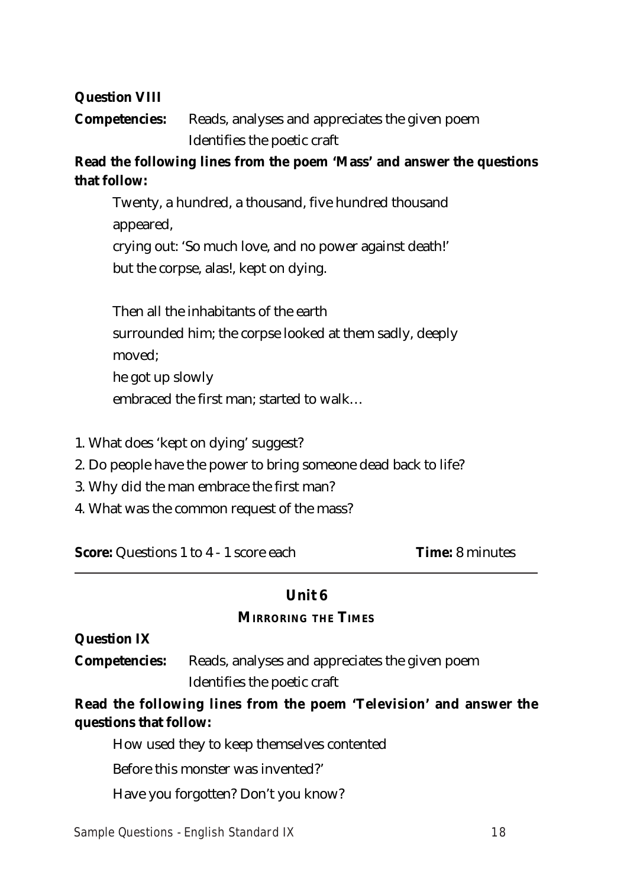**Question VIII**

**Competencies:** Reads, analyses and appreciates the given poem
Identifies the poetic craft

**Read the following lines from the poem 'Mass' and answer the questions that follow:**

> Twenty, a hundred, a thousand, five hundred thousand
> appeared,
> crying out: 'So much love, and no power against death!'
> but the corpse, alas!, kept on dying.
>
> Then all the inhabitants of the earth
> surrounded him; the corpse looked at them sadly, deeply
> moved;
> he got up slowly
> embraced the first man; started to walk…

1. What does 'kept on dying' suggest?
2. Do people have the power to bring someone dead back to life?
3. Why did the man embrace the first man?
4. What was the common request of the mass?

**Score:** Questions 1 to 4 - 1 score each **Time:** 8 minutes

---

## Unit 6

### MIRRORING THE TIMES

**Question IX**

**Competencies:** Reads, analyses and appreciates the given poem
Identifies the poetic craft

**Read the following lines from the poem 'Television' and answer the questions that follow:**

> How used they to keep themselves contented
> Before this monster was invented?'
> Have you forgotten? Don't you know?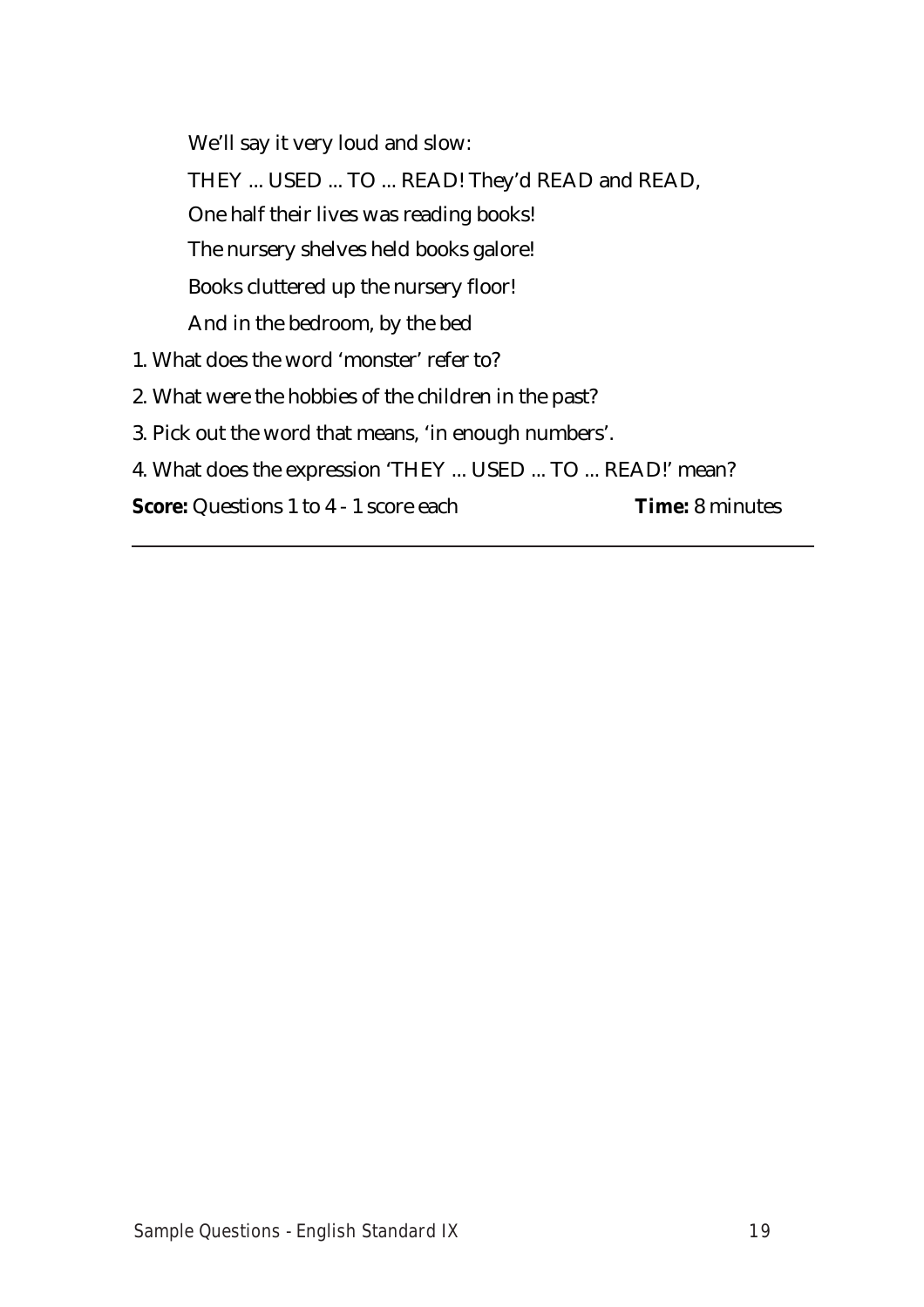We'll say it very loud and slow:

THEY ... USED ... TO ... READ! They'd READ and READ,

One half their lives was reading books!

The nursery shelves held books galore!

Books cluttered up the nursery floor!

And in the bedroom, by the bed

1. What does the word 'monster' refer to?
2. What were the hobbies of the children in the past?
3. Pick out the word that means, 'in enough numbers'.
4. What does the expression 'THEY ... USED ... TO ... READ!' mean?

**Score:** Questions 1 to 4 - 1 score each **Time:** 8 minutes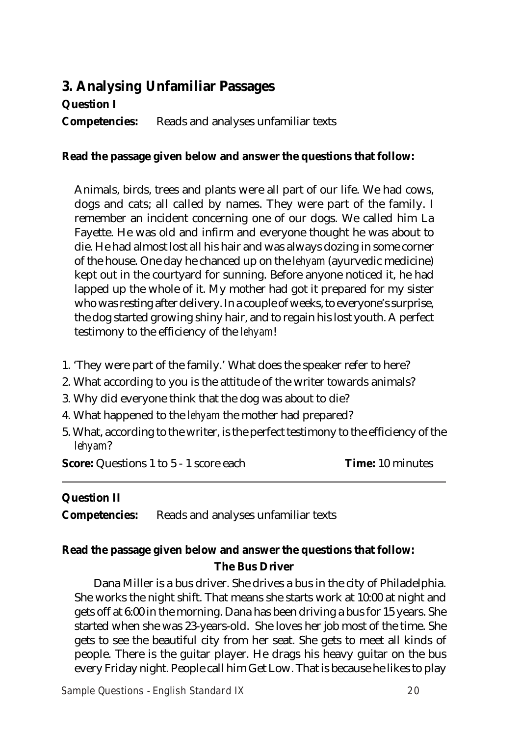## 3. Analysing Unfamiliar Passages

**Question I**

**Competencies:** Reads and analyses unfamiliar texts

**Read the passage given below and answer the questions that follow:**

Animals, birds, trees and plants were all part of our life. We had cows, dogs and cats; all called by names. They were part of the family. I remember an incident concerning one of our dogs. We called him La Fayette. He was old and infirm and everyone thought he was about to die. He had almost lost all his hair and was always dozing in some corner of the house. One day he chanced up on the *lehyam* (ayurvedic medicine) kept out in the courtyard for sunning. Before anyone noticed it, he had lapped up the whole of it. My mother had got it prepared for my sister who was resting after delivery. In a couple of weeks, to everyone's surprise, the dog started growing shiny hair, and to regain his lost youth. A perfect testimony to the efficiency of the *lehyam*!

1. 'They were part of the family.' What does the speaker refer to here?
2. What according to you is the attitude of the writer towards animals?
3. Why did everyone think that the dog was about to die?
4. What happened to the *lehyam* the mother had prepared?
5. What, according to the writer, is the perfect testimony to the efficiency of the *lehyam*?

**Score:** Questions 1 to 5 - 1 score each **Time:** 10 minutes

---

**Question II**

**Competencies:** Reads and analyses unfamiliar texts

**Read the passage given below and answer the questions that follow:**

**The Bus Driver**

Dana Miller is a bus driver. She drives a bus in the city of Philadelphia. She works the night shift. That means she starts work at 10:00 at night and gets off at 6:00 in the morning. Dana has been driving a bus for 15 years. She started when she was 23-years-old. She loves her job most of the time. She gets to see the beautiful city from her seat. She gets to meet all kinds of people. There is the guitar player. He drags his heavy guitar on the bus every Friday night. People call him Get Low. That is because he likes to play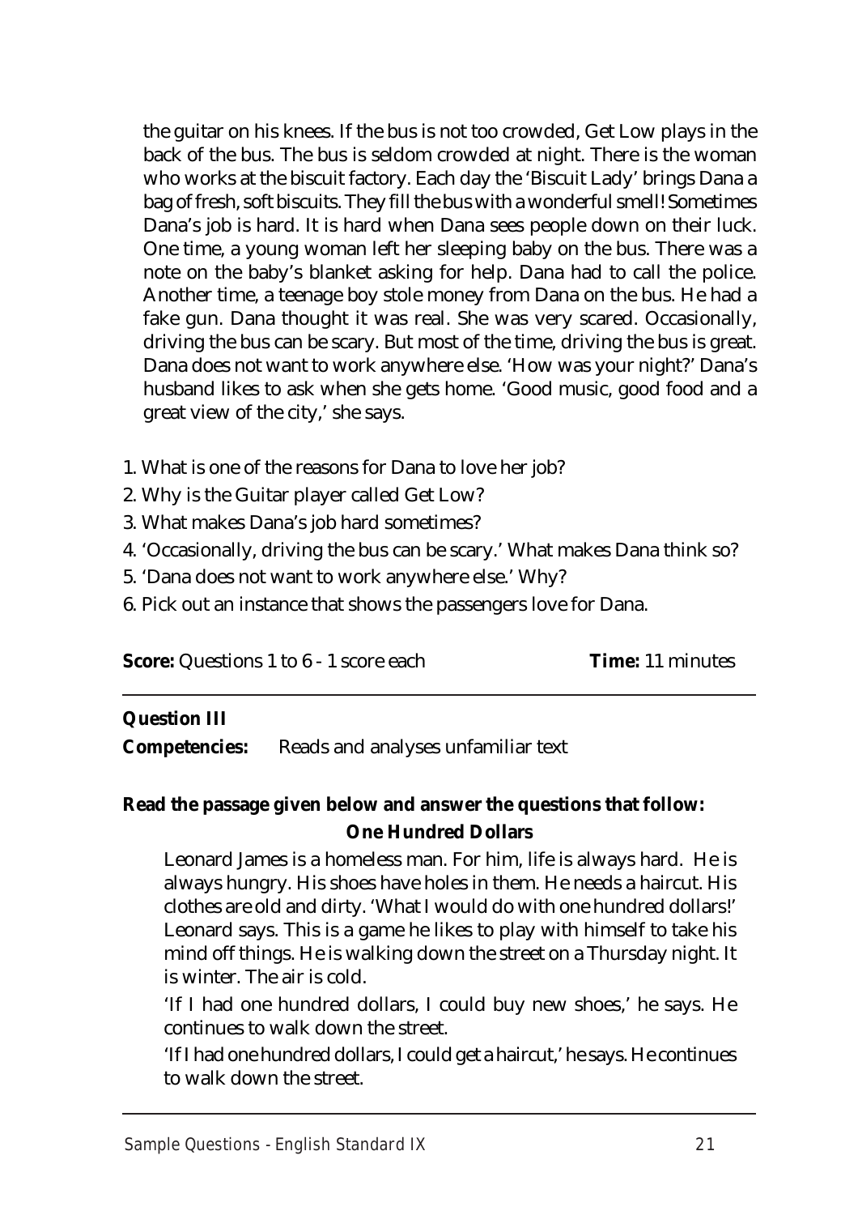the guitar on his knees. If the bus is not too crowded, Get Low plays in the back of the bus. The bus is seldom crowded at night. There is the woman who works at the biscuit factory. Each day the 'Biscuit Lady' brings Dana a bag of fresh, soft biscuits. They fill the bus with a wonderful smell! Sometimes Dana's job is hard. It is hard when Dana sees people down on their luck. One time, a young woman left her sleeping baby on the bus. There was a note on the baby's blanket asking for help. Dana had to call the police. Another time, a teenage boy stole money from Dana on the bus. He had a fake gun. Dana thought it was real. She was very scared. Occasionally, driving the bus can be scary. But most of the time, driving the bus is great. Dana does not want to work anywhere else. 'How was your night?' Dana's husband likes to ask when she gets home. 'Good music, good food and a great view of the city,' she says.

1. What is one of the reasons for Dana to love her job?
2. Why is the Guitar player called Get Low?
3. What makes Dana's job hard sometimes?
4. 'Occasionally, driving the bus can be scary.' What makes Dana think so?
5. 'Dana does not want to work anywhere else.' Why?
6. Pick out an instance that shows the passengers love for Dana.

**Score:** Questions 1 to 6 - 1 score each **Time:** 11 minutes

---

**Question III**

**Competencies:** Reads and analyses unfamiliar text

**Read the passage given below and answer the questions that follow:**

**One Hundred Dollars**

Leonard James is a homeless man. For him, life is always hard. He is always hungry. His shoes have holes in them. He needs a haircut. His clothes are old and dirty. 'What I would do with one hundred dollars!' Leonard says. This is a game he likes to play with himself to take his mind off things. He is walking down the street on a Thursday night. It is winter. The air is cold.

'If I had one hundred dollars, I could buy new shoes,' he says. He continues to walk down the street.

'If I had one hundred dollars, I could get a haircut,' he says. He continues to walk down the street.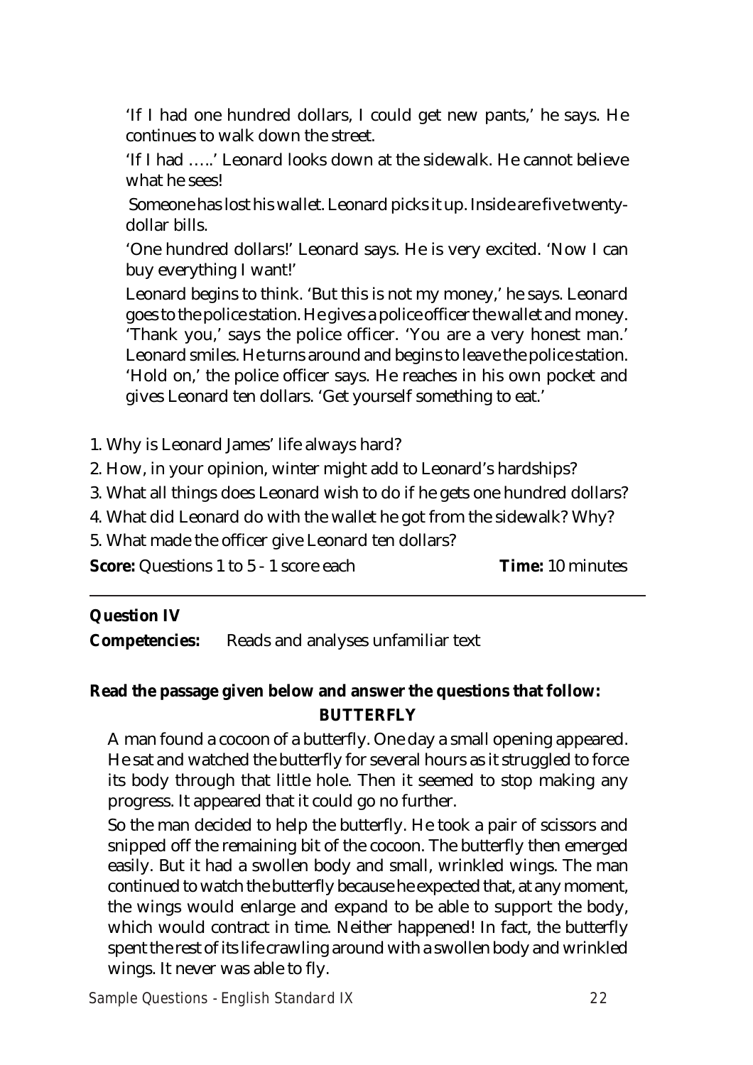'If I had one hundred dollars, I could get new pants,' he says. He continues to walk down the street.

'If I had …..' Leonard looks down at the sidewalk. He cannot believe what he sees!

Someone has lost his wallet. Leonard picks it up. Inside are five twenty-dollar bills.

'One hundred dollars!' Leonard says. He is very excited. 'Now I can buy everything I want!'

Leonard begins to think. 'But this is not my money,' he says. Leonard goes to the police station. He gives a police officer the wallet and money. 'Thank you,' says the police officer. 'You are a very honest man.' Leonard smiles. He turns around and begins to leave the police station. 'Hold on,' the police officer says. He reaches in his own pocket and gives Leonard ten dollars. 'Get yourself something to eat.'

1. Why is Leonard James' life always hard?
2. How, in your opinion, winter might add to Leonard's hardships?
3. What all things does Leonard wish to do if he gets one hundred dollars?
4. What did Leonard do with the wallet he got from the sidewalk? Why?
5. What made the officer give Leonard ten dollars?

**Score:** Questions 1 to 5 - 1 score each **Time:** 10 minutes

---

**Question IV**

**Competencies:** Reads and analyses unfamiliar text

**Read the passage given below and answer the questions that follow:**

**BUTTERFLY**

A man found a cocoon of a butterfly. One day a small opening appeared. He sat and watched the butterfly for several hours as it struggled to force its body through that little hole. Then it seemed to stop making any progress. It appeared that it could go no further.

So the man decided to help the butterfly. He took a pair of scissors and snipped off the remaining bit of the cocoon. The butterfly then emerged easily. But it had a swollen body and small, wrinkled wings. The man continued to watch the butterfly because he expected that, at any moment, the wings would enlarge and expand to be able to support the body, which would contract in time. Neither happened! In fact, the butterfly spent the rest of its life crawling around with a swollen body and wrinkled wings. It never was able to fly.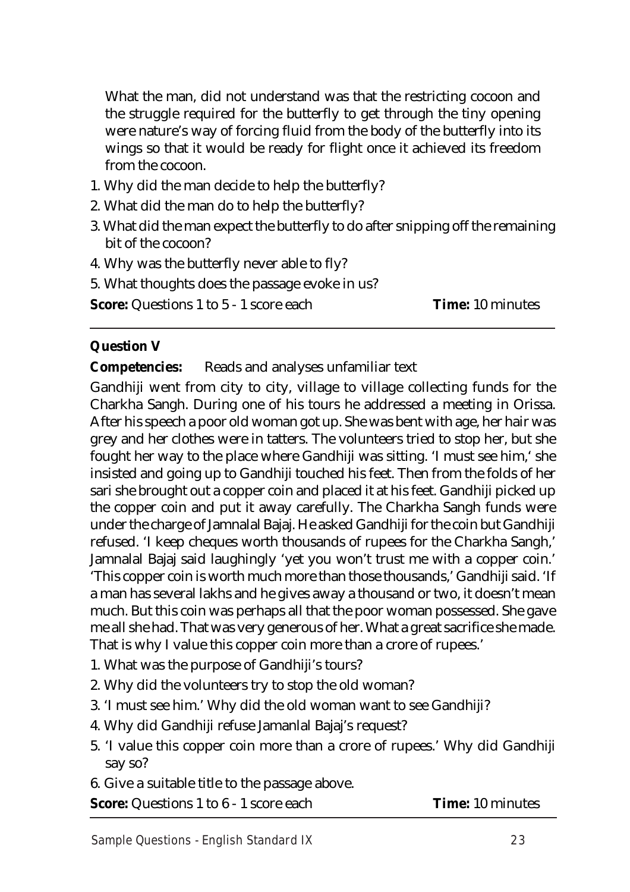What the man, did not understand was that the restricting cocoon and the struggle required for the butterfly to get through the tiny opening were nature's way of forcing fluid from the body of the butterfly into its wings so that it would be ready for flight once it achieved its freedom from the cocoon.

1. Why did the man decide to help the butterfly?
2. What did the man do to help the butterfly?
3. What did the man expect the butterfly to do after snipping off the remaining bit of the cocoon?
4. Why was the butterfly never able to fly?
5. What thoughts does the passage evoke in us?

**Score:** Questions 1 to 5 - 1 score each **Time:** 10 minutes

---

**Question V**

**Competencies:** Reads and analyses unfamiliar text

Gandhiji went from city to city, village to village collecting funds for the Charkha Sangh. During one of his tours he addressed a meeting in Orissa. After his speech a poor old woman got up. She was bent with age, her hair was grey and her clothes were in tatters. The volunteers tried to stop her, but she fought her way to the place where Gandhiji was sitting. 'I must see him,' she insisted and going up to Gandhiji touched his feet. Then from the folds of her sari she brought out a copper coin and placed it at his feet. Gandhiji picked up the copper coin and put it away carefully. The Charkha Sangh funds were under the charge of Jamnalal Bajaj. He asked Gandhiji for the coin but Gandhiji refused. 'I keep cheques worth thousands of rupees for the Charkha Sangh,' Jamnalal Bajaj said laughingly 'yet you won't trust me with a copper coin.' 'This copper coin is worth much more than those thousands,' Gandhiji said. 'If a man has several lakhs and he gives away a thousand or two, it doesn't mean much. But this coin was perhaps all that the poor woman possessed. She gave me all she had. That was very generous of her. What a great sacrifice she made. That is why I value this copper coin more than a crore of rupees.'

1. What was the purpose of Gandhiji's tours?
2. Why did the volunteers try to stop the old woman?
3. 'I must see him.' Why did the old woman want to see Gandhiji?
4. Why did Gandhiji refuse Jamanlal Bajaj's request?
5. 'I value this copper coin more than a crore of rupees.' Why did Gandhiji say so?
6. Give a suitable title to the passage above.

**Score:** Questions 1 to 6 - 1 score each **Time:** 10 minutes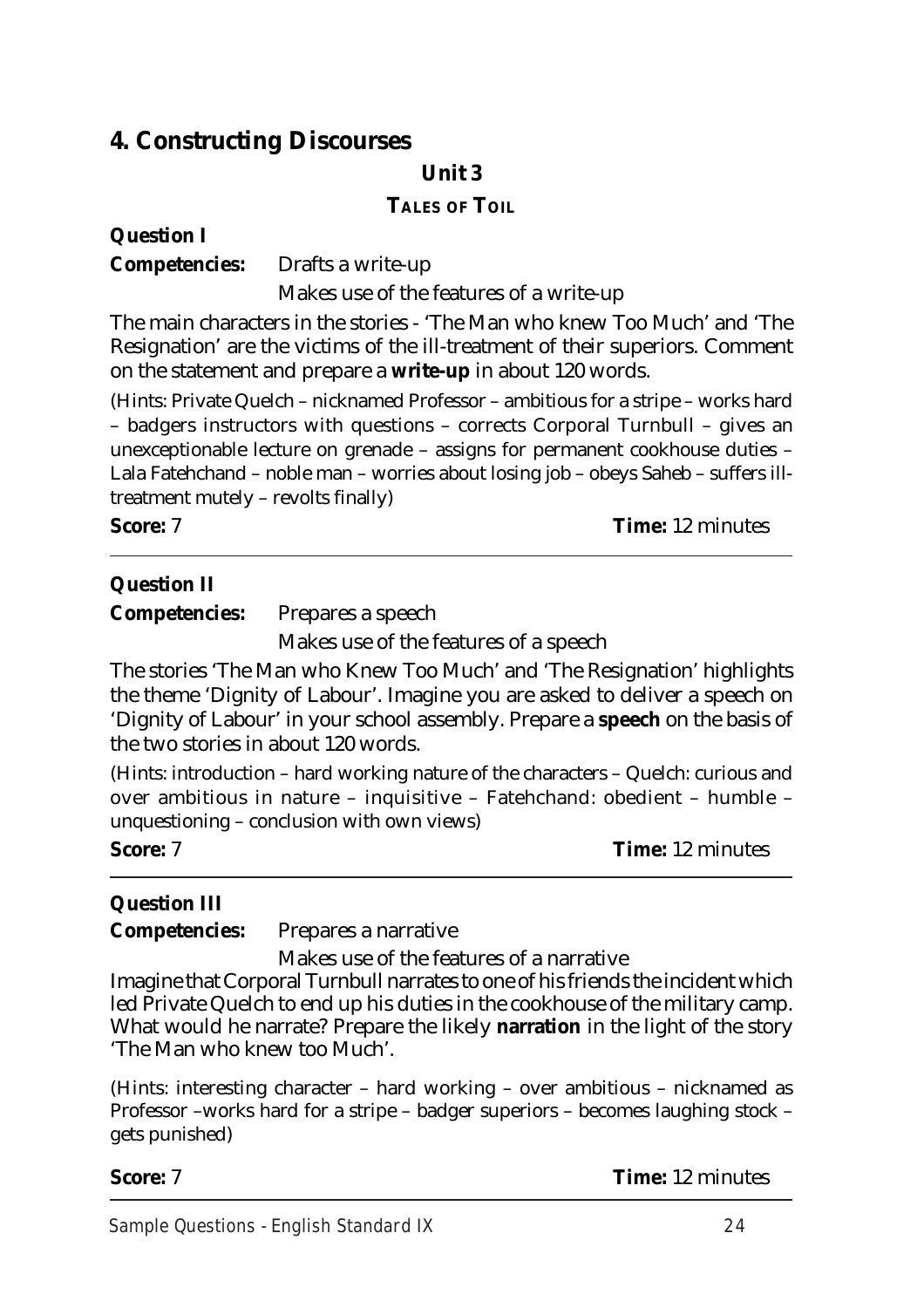## 4. Constructing Discourses

### Unit 3

#### TALES OF TOIL

**Question I**

**Competencies:** Drafts a write-up

Makes use of the features of a write-up

The main characters in the stories - 'The Man who knew Too Much' and 'The Resignation' are the victims of the ill-treatment of their superiors. Comment on the statement and prepare a **write-up** in about 120 words.

(Hints: Private Quelch – nicknamed Professor – ambitious for a stripe – works hard – badgers instructors with questions – corrects Corporal Turnbull – gives an unexceptionable lecture on grenade – assigns for permanent cookhouse duties – Lala Fatehchand – noble man – worries about losing job – obeys Saheb – suffers ill-treatment mutely – revolts finally)

**Score:** 7 **Time:** 12 minutes

---

**Question II**

**Competencies:** Prepares a speech

Makes use of the features of a speech

The stories 'The Man who Knew Too Much' and 'The Resignation' highlights the theme 'Dignity of Labour'. Imagine you are asked to deliver a speech on 'Dignity of Labour' in your school assembly. Prepare a **speech** on the basis of the two stories in about 120 words.

(Hints: introduction – hard working nature of the characters – Quelch: curious and over ambitious in nature – inquisitive – Fatehchand: obedient – humble – unquestioning – conclusion with own views)

**Score:** 7 **Time:** 12 minutes

---

**Question III**

**Competencies:** Prepares a narrative

Makes use of the features of a narrative

Imagine that Corporal Turnbull narrates to one of his friends the incident which led Private Quelch to end up his duties in the cookhouse of the military camp. What would he narrate? Prepare the likely **narration** in the light of the story 'The Man who knew too Much'.

(Hints: interesting character – hard working – over ambitious – nicknamed as Professor –works hard for a stripe – badger superiors – becomes laughing stock – gets punished)

**Score:** 7 **Time:** 12 minutes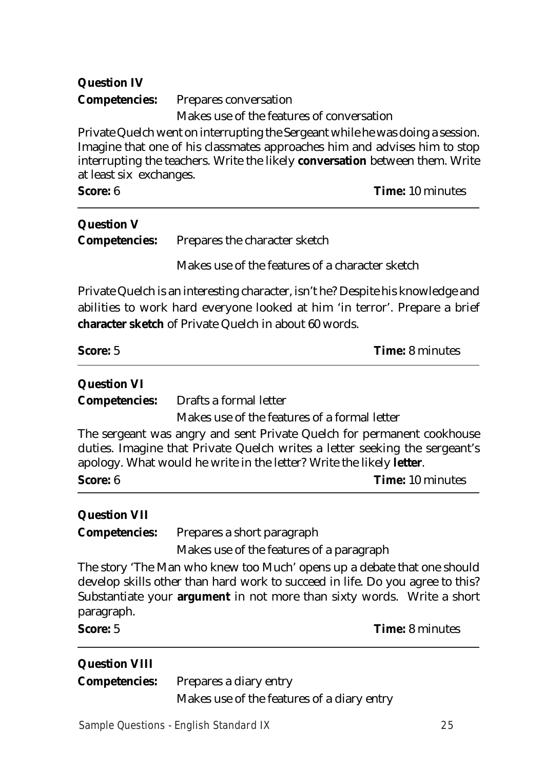**Question IV**

**Competencies:** Prepares conversation

Makes use of the features of conversation

Private Quelch went on interrupting the Sergeant while he was doing a session. Imagine that one of his classmates approaches him and advises him to stop interrupting the teachers. Write the likely **conversation** between them. Write at least six exchanges.

**Score:** 6 **Time:** 10 minutes

---

**Question V**

**Competencies:** Prepares the character sketch

Makes use of the features of a character sketch

Private Quelch is an interesting character, isn't he? Despite his knowledge and abilities to work hard everyone looked at him 'in terror'. Prepare a brief **character sketch** of Private Quelch in about 60 words.

**Score:** 5 **Time:** 8 minutes

---

**Question VI**

**Competencies:** Drafts a formal letter

Makes use of the features of a formal letter

The sergeant was angry and sent Private Quelch for permanent cookhouse duties. Imagine that Private Quelch writes a letter seeking the sergeant's apology. What would he write in the letter? Write the likely **letter**.

**Score:** 6 **Time:** 10 minutes

---

**Question VII**

**Competencies:** Prepares a short paragraph

Makes use of the features of a paragraph

The story 'The Man who knew too Much' opens up a debate that one should develop skills other than hard work to succeed in life. Do you agree to this? Substantiate your **argument** in not more than sixty words. Write a short paragraph.

**Score:** 5 **Time:** 8 minutes

---

**Question VIII**

**Competencies:** Prepares a diary entry

Makes use of the features of a diary entry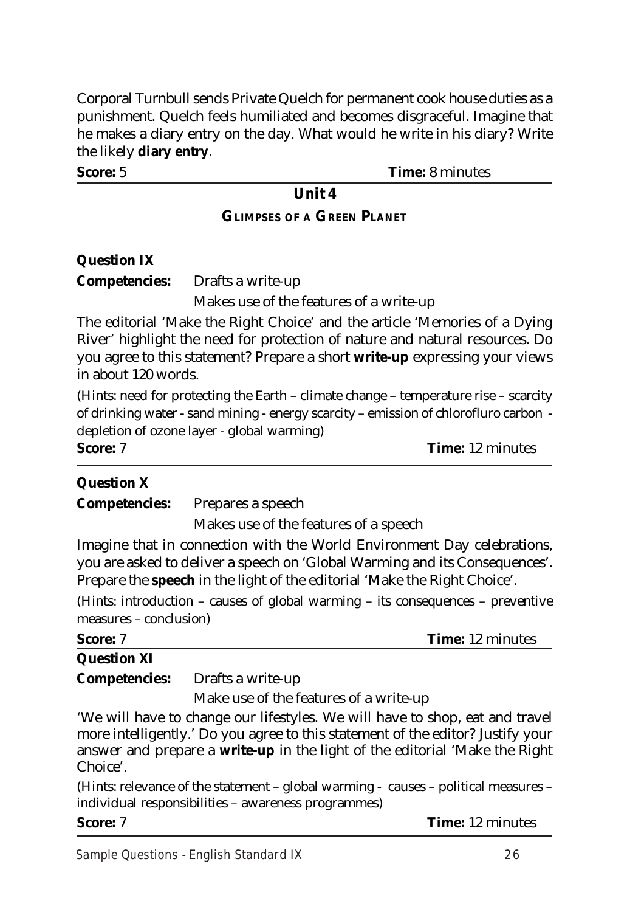Corporal Turnbull sends Private Quelch for permanent cook house duties as a punishment. Quelch feels humiliated and becomes disgraceful. Imagine that he makes a diary entry on the day. What would he write in his diary? Write the likely **diary entry**.

**Score:** 5 **Time:** 8 minutes

## Unit 4

### GLIMPSES OF A GREEN PLANET

**Question IX**

**Competencies:** Drafts a write-up

Makes use of the features of a write-up

The editorial 'Make the Right Choice' and the article 'Memories of a Dying River' highlight the need for protection of nature and natural resources. Do you agree to this statement? Prepare a short **write-up** expressing your views in about 120 words.

(Hints: need for protecting the Earth – climate change – temperature rise – scarcity of drinking water - sand mining - energy scarcity – emission of chlorofluro carbon - depletion of ozone layer - global warming)

**Score:** 7 **Time:** 12 minutes

**Question X**

**Competencies:** Prepares a speech

Makes use of the features of a speech

Imagine that in connection with the World Environment Day celebrations, you are asked to deliver a speech on 'Global Warming and its Consequences'. Prepare the **speech** in the light of the editorial 'Make the Right Choice'.

(Hints: introduction – causes of global warming – its consequences – preventive measures – conclusion)

**Score:** 7 **Time:** 12 minutes

**Question XI**

**Competencies:** Drafts a write-up

Make use of the features of a write-up

'We will have to change our lifestyles. We will have to shop, eat and travel more intelligently.' Do you agree to this statement of the editor? Justify your answer and prepare a **write-up** in the light of the editorial 'Make the Right Choice'.

(Hints: relevance of the statement – global warming - causes – political measures – individual responsibilities – awareness programmes)

**Score:** 7 **Time:** 12 minutes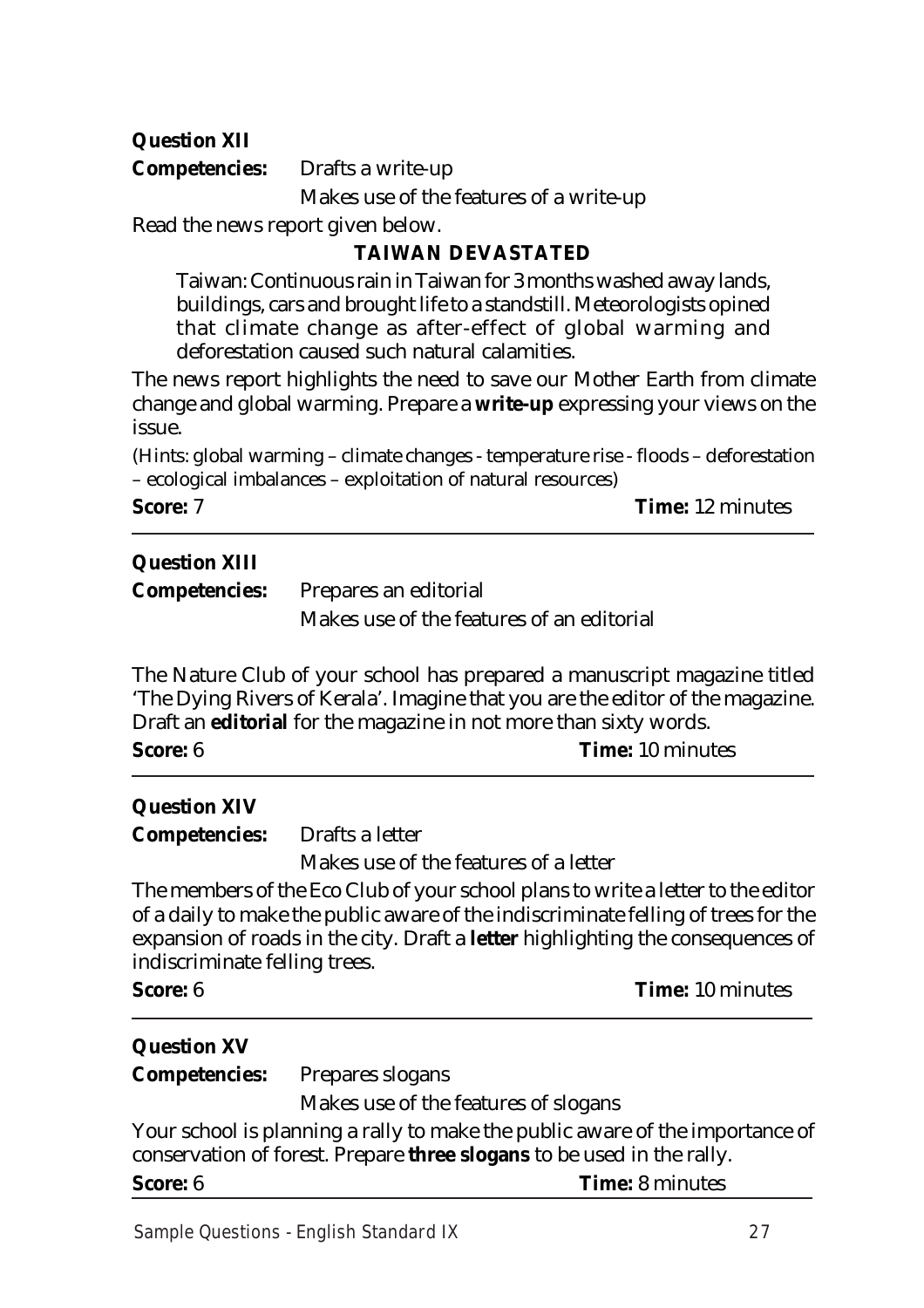**Question XII**

**Competencies:** Drafts a write-up

Makes use of the features of a write-up

Read the news report given below.

**TAIWAN DEVASTATED**

> Taiwan: Continuous rain in Taiwan for 3 months washed away lands, buildings, cars and brought life to a standstill. Meteorologists opined that climate change as after-effect of global warming and deforestation caused such natural calamities.

The news report highlights the need to save our Mother Earth from climate change and global warming. Prepare a **write-up** expressing your views on the issue.

(Hints: global warming – climate changes - temperature rise - floods – deforestation – ecological imbalances – exploitation of natural resources)

**Score:** 7 **Time:** 12 minutes

---

**Question XIII**

**Competencies:** Prepares an editorial

Makes use of the features of an editorial

The Nature Club of your school has prepared a manuscript magazine titled 'The Dying Rivers of Kerala'. Imagine that you are the editor of the magazine. Draft an **editorial** for the magazine in not more than sixty words.

**Score:** 6 **Time:** 10 minutes

---

**Question XIV**

**Competencies:** Drafts a letter

Makes use of the features of a letter

The members of the Eco Club of your school plans to write a letter to the editor of a daily to make the public aware of the indiscriminate felling of trees for the expansion of roads in the city. Draft a **letter** highlighting the consequences of indiscriminate felling trees.

**Score:** 6 **Time:** 10 minutes

---

**Question XV**

**Competencies:** Prepares slogans

Makes use of the features of slogans

Your school is planning a rally to make the public aware of the importance of conservation of forest. Prepare **three slogans** to be used in the rally.

**Score:** 6 **Time:** 8 minutes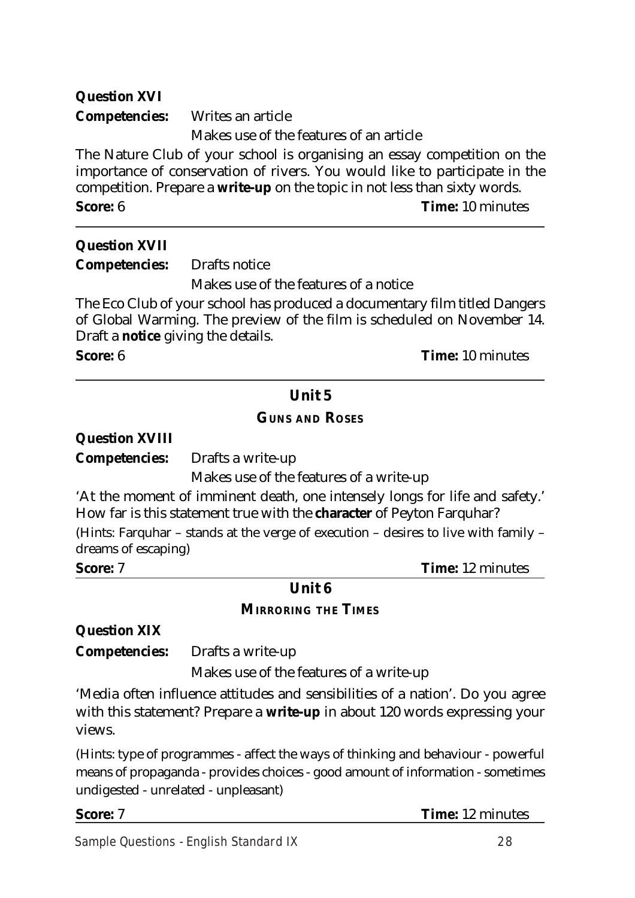**Question XVI**

**Competencies:** Writes an article

Makes use of the features of an article

The Nature Club of your school is organising an essay competition on the importance of conservation of rivers. You would like to participate in the competition. Prepare a **write-up** on the topic in not less than sixty words.

**Score:** 6 **Time:** 10 minutes

---

**Question XVII**

**Competencies:** Drafts notice

Makes use of the features of a notice

The Eco Club of your school has produced a documentary film titled Dangers of Global Warming. The preview of the film is scheduled on November 14. Draft a **notice** giving the details.

**Score:** 6 **Time:** 10 minutes

---

## Unit 5

### GUNS AND ROSES

**Question XVIII**

**Competencies:** Drafts a write-up

Makes use of the features of a write-up

'At the moment of imminent death, one intensely longs for life and safety.' How far is this statement true with the **character** of Peyton Farquhar?

(Hints: Farquhar – stands at the verge of execution – desires to live with family – dreams of escaping)

**Score:** 7 **Time:** 12 minutes

## Unit 6

### MIRRORING THE TIMES

**Question XIX**

**Competencies:** Drafts a write-up

Makes use of the features of a write-up

'Media often influence attitudes and sensibilities of a nation'. Do you agree with this statement? Prepare a **write-up** in about 120 words expressing your views.

(Hints: type of programmes - affect the ways of thinking and behaviour - powerful means of propaganda - provides choices - good amount of information - sometimes undigested - unrelated - unpleasant)

**Score:** 7 **Time:** 12 minutes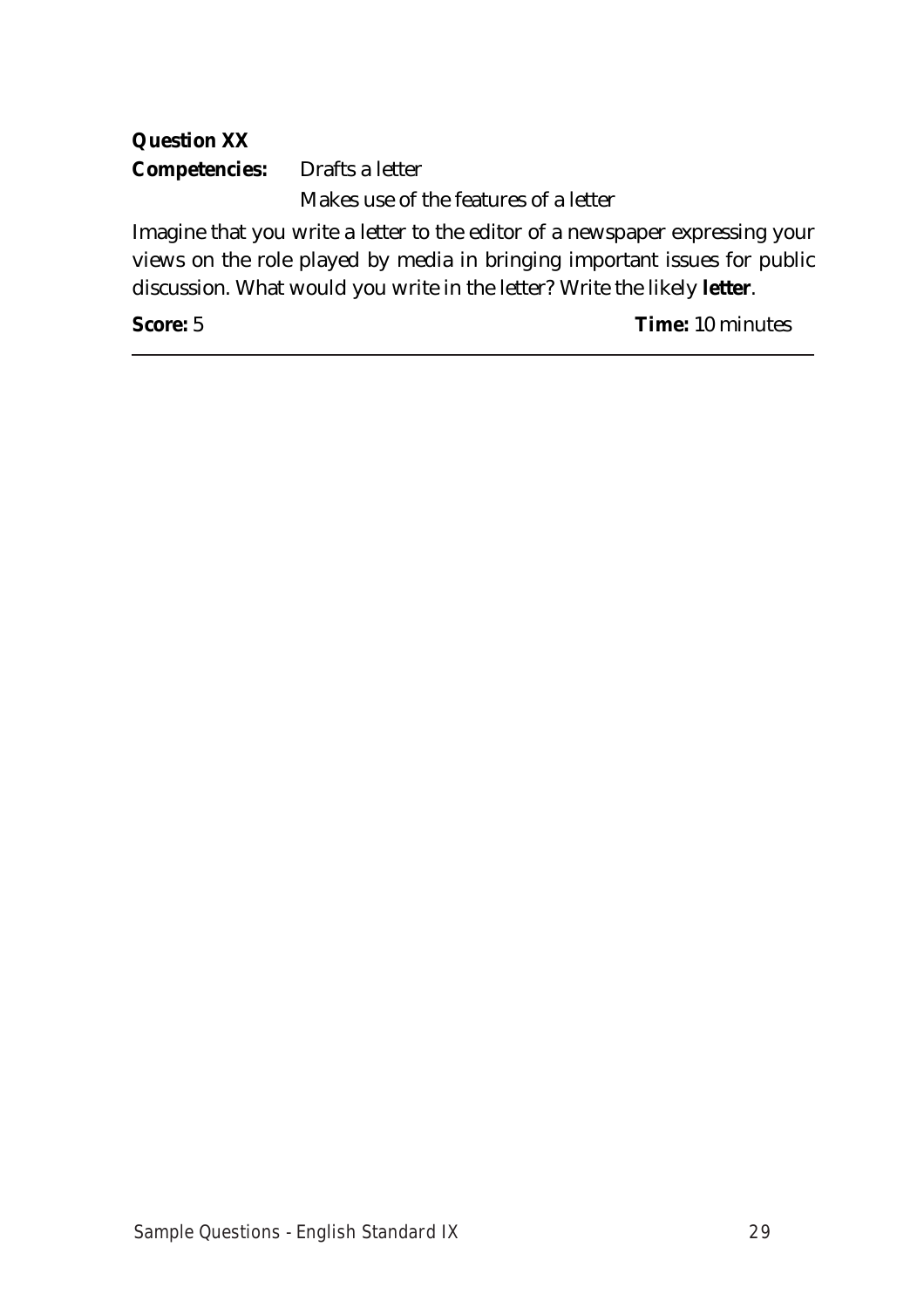**Question XX**

**Competencies:** Drafts a letter

Makes use of the features of a letter

Imagine that you write a letter to the editor of a newspaper expressing your views on the role played by media in bringing important issues for public discussion. What would you write in the letter? Write the likely **letter**.

**Score:** 5 **Time:** 10 minutes

---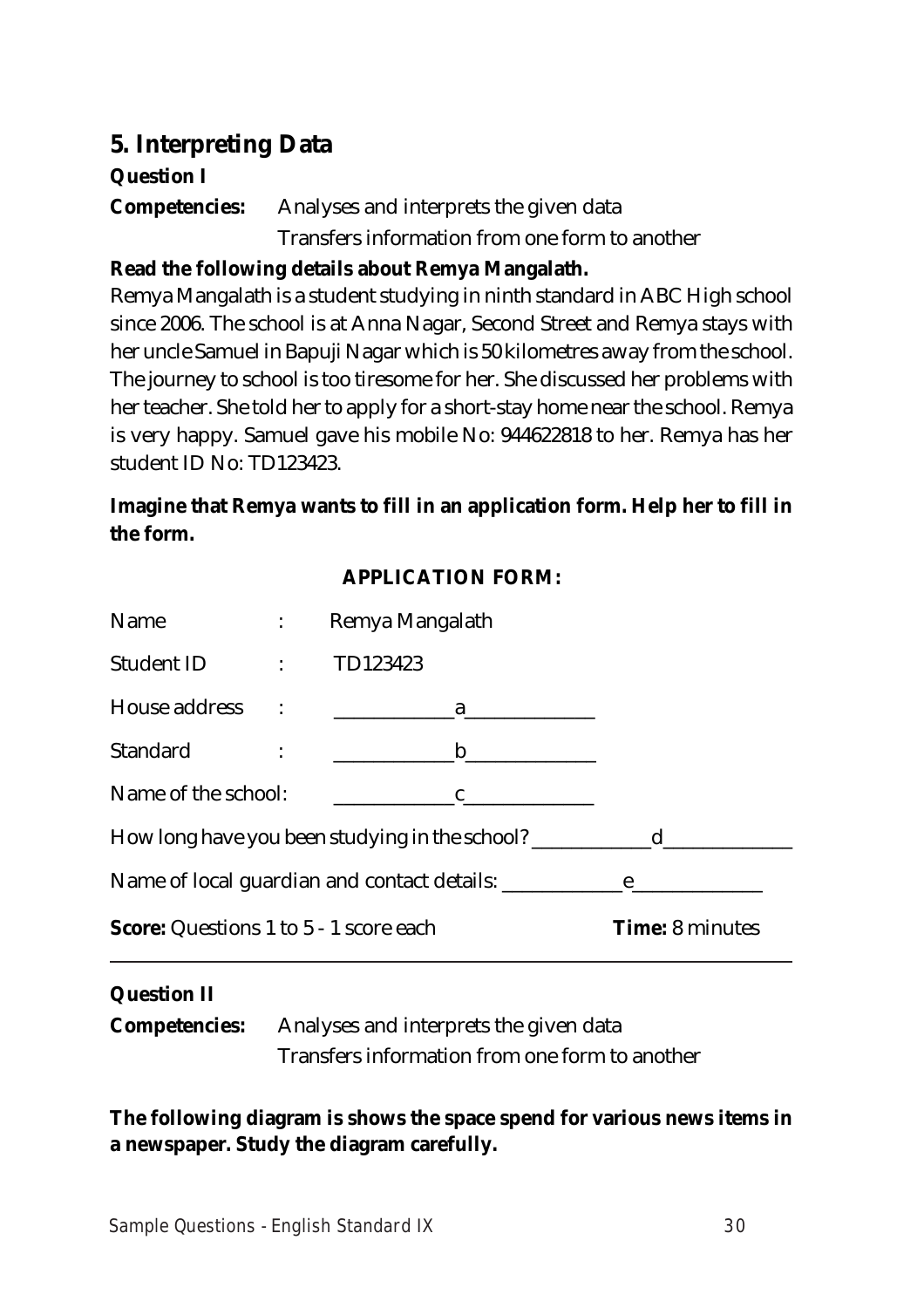## 5. Interpreting Data

**Question I**

**Competencies:** Analyses and interprets the given data
Transfers information from one form to another

**Read the following details about Remya Mangalath.**

Remya Mangalath is a student studying in ninth standard in ABC High school since 2006. The school is at Anna Nagar, Second Street and Remya stays with her uncle Samuel in Bapuji Nagar which is 50 kilometres away from the school. The journey to school is too tiresome for her. She discussed her problems with her teacher. She told her to apply for a short-stay home near the school. Remya is very happy. Samuel gave his mobile No: 944622818 to her. Remya has her student ID No: TD123423.

**Imagine that Remya wants to fill in an application form. Help her to fill in the form.**

**APPLICATION FORM:**

Name : Remya Mangalath

Student ID : TD123423

House address : ____________a_____________

Standard : ____________b_____________

Name of the school: ____________c_____________

How long have you been studying in the school? ____________d_____________

Name of local guardian and contact details: ____________e_____________

**Score:** Questions 1 to 5 - 1 score each **Time:** 8 minutes

---

**Question II**

**Competencies:** Analyses and interprets the given data
Transfers information from one form to another

**The following diagram is shows the space spend for various news items in a newspaper. Study the diagram carefully.**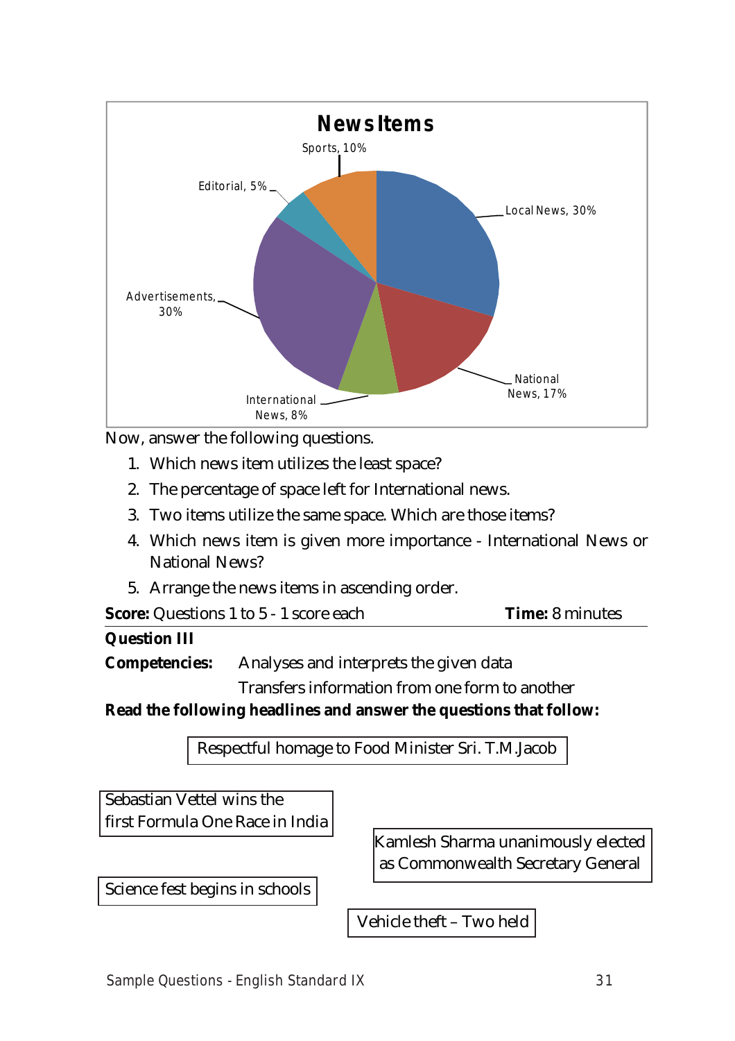**News Items**

Sports, 10%

Editorial, 5%

Local News, 30%

Advertisements, 30%

National News, 17%

International News, 8%

Now, answer the following questions.

1. Which news item utilizes the least space?
2. The percentage of space left for International news.
3. Two items utilize the same space. Which are those items?
4. Which news item is given more importance - International News or National News?
5. Arrange the news items in ascending order.

**Score:** Questions 1 to 5 - 1 score each **Time:** 8 minutes

**Question III**

**Competencies:** Analyses and interprets the given data

Transfers information from one form to another

**Read the following headlines and answer the questions that follow:**

Respectful homage to Food Minister Sri. T.M.Jacob

Sebastian Vettel wins the first Formula One Race in India

Kamlesh Sharma unanimously elected as Commonwealth Secretary General

Science fest begins in schools

Vehicle theft – Two held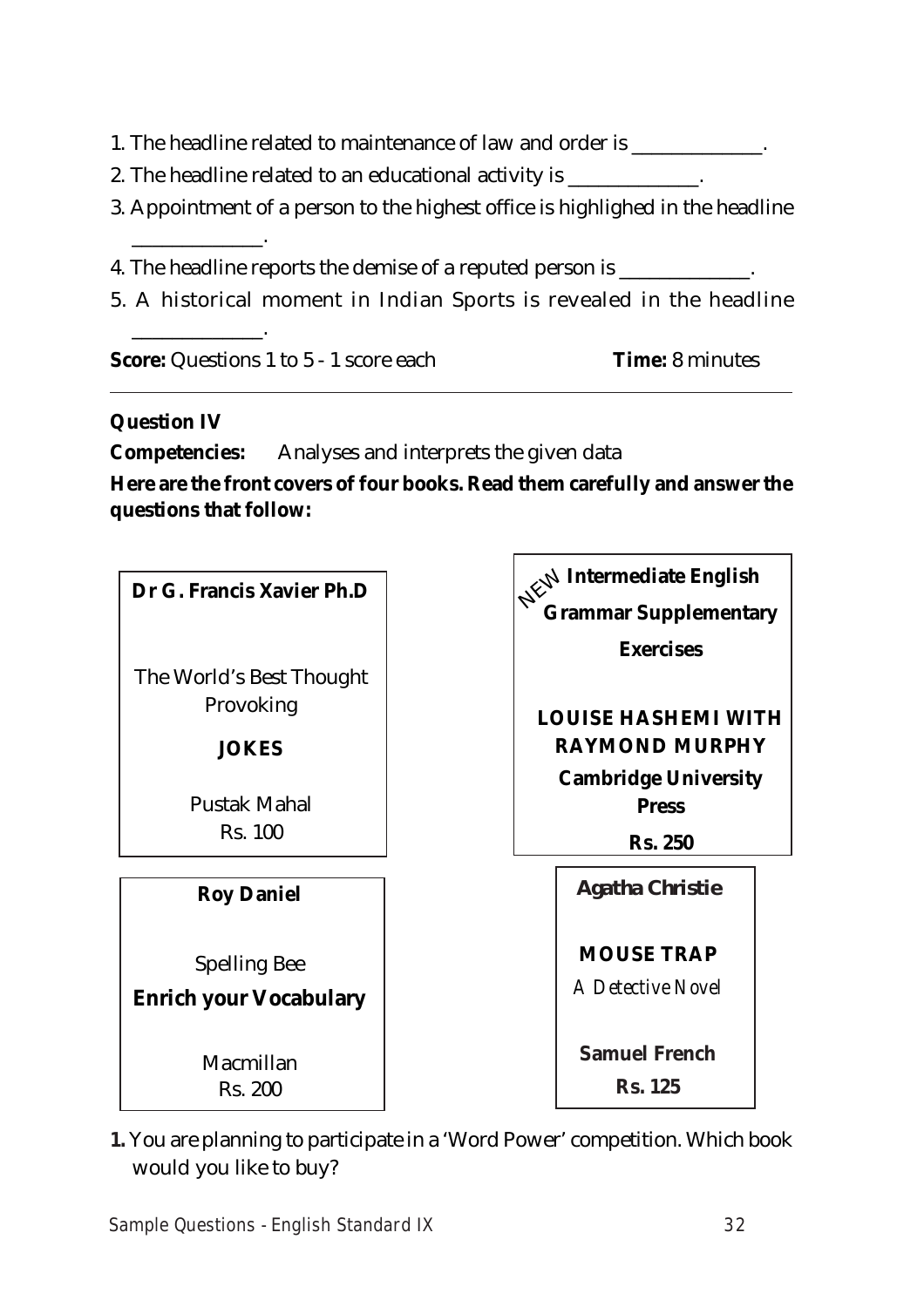1. The headline related to maintenance of law and order is _____________.
2. The headline related to an educational activity is _____________.
3. Appointment of a person to the highest office is highlighed in the headline _____________.
4. The headline reports the demise of a reputed person is _____________.
5. A historical moment in Indian Sports is revealed in the headline _____________.

**Score:** Questions 1 to 5 - 1 score each **Time:** 8 minutes

---

**Question IV**

**Competencies:** Analyses and interprets the given data

**Here are the front covers of four books. Read them carefully and answer the questions that follow:**

**Dr G. Francis Xavier Ph.D**

The World's Best Thought Provoking

**JOKES**

Pustak Mahal
Rs. 100

---

NEW **Intermediate English Grammar Supplementary Exercises**

**LOUISE HASHEMI WITH RAYMOND MURPHY**

**Cambridge University Press**

**Rs. 250**

---

**Roy Daniel**

Spelling Bee

**Enrich your Vocabulary**

Macmillan
Rs. 200

---

**Agatha Christie**

**MOUSE TRAP**

*A Detective Novel*

**Samuel French**

**Rs. 125**

---

**1.** You are planning to participate in a 'Word Power' competition. Which book would you like to buy?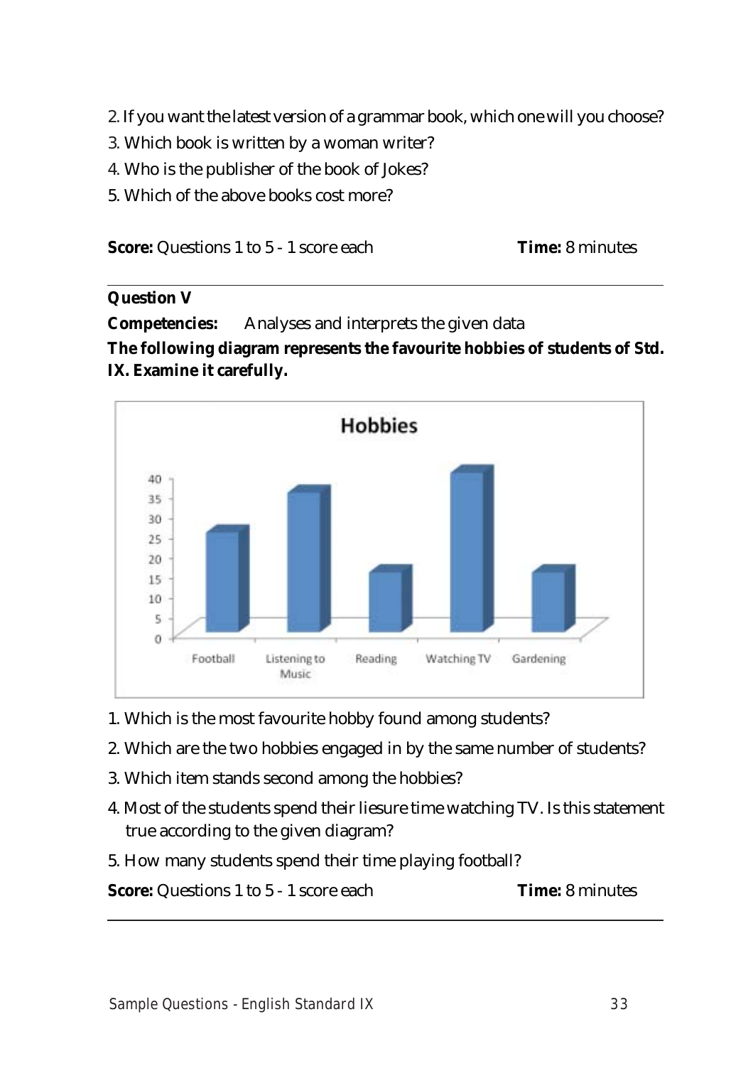2. If you want the latest version of a grammar book, which one will you choose?
3. Which book is written by a woman writer?
4. Who is the publisher of the book of Jokes?
5. Which of the above books cost more?

**Score:** Questions 1 to 5 - 1 score each **Time:** 8 minutes

---

**Question V**

**Competencies:** Analyses and interprets the given data

**The following diagram represents the favourite hobbies of students of Std. IX. Examine it carefully.**

**Hobbies**

40
35
30
25
20
15
10
5
0

Football | Listening to Music | Reading | Watching TV | Gardening

1. Which is the most favourite hobby found among students?
2. Which are the two hobbies engaged in by the same number of students?
3. Which item stands second among the hobbies?
4. Most of the students spend their liesure time watching TV. Is this statement true according to the given diagram?
5. How many students spend their time playing football?

**Score:** Questions 1 to 5 - 1 score each **Time:** 8 minutes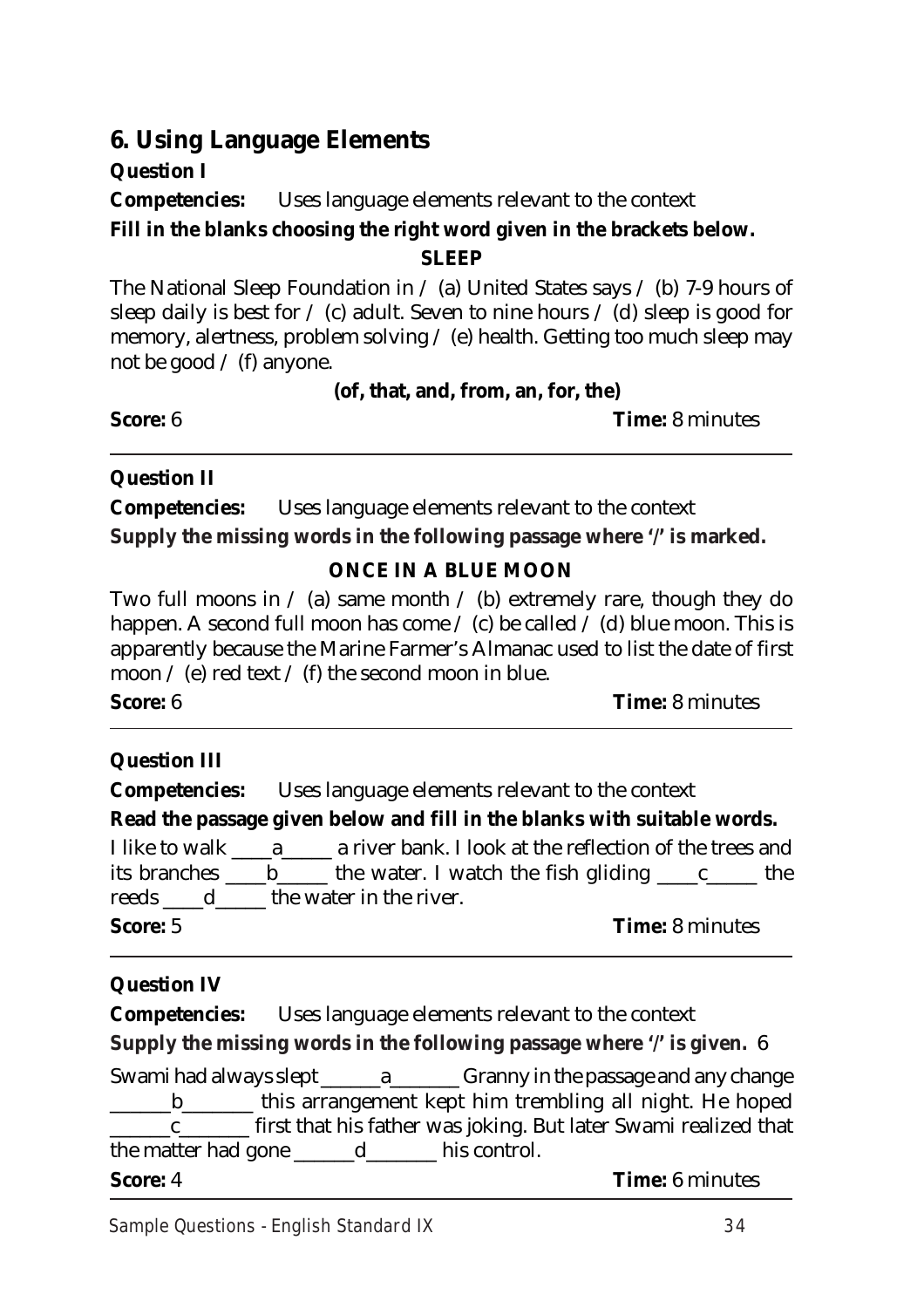## 6. Using Language Elements

**Question I**

**Competencies:** Uses language elements relevant to the context

**Fill in the blanks choosing the right word given in the brackets below.**

**SLEEP**

The National Sleep Foundation in / (a) United States says / (b) 7-9 hours of sleep daily is best for / (c) adult. Seven to nine hours / (d) sleep is good for memory, alertness, problem solving / (e) health. Getting too much sleep may not be good / (f) anyone.

**(of, that, and, from, an, for, the)**

**Score:** 6 **Time:** 8 minutes

---

**Question II**

**Competencies:** Uses language elements relevant to the context

**Supply the missing words in the following passage where '/' is marked.**

**ONCE IN A BLUE MOON**

Two full moons in / (a) same month / (b) extremely rare, though they do happen. A second full moon has come / (c) be called / (d) blue moon. This is apparently because the Marine Farmer's Almanac used to list the date of first moon / (e) red text / (f) the second moon in blue.

**Score:** 6 **Time:** 8 minutes

---

**Question III**

**Competencies:** Uses language elements relevant to the context

**Read the passage given below and fill in the blanks with suitable words.**

I like to walk ____a_____ a river bank. I look at the reflection of the trees and its branches ____b_____ the water. I watch the fish gliding ____c_____ the reeds ____d_____ the water in the river.

**Score:** 5 **Time:** 8 minutes

---

**Question IV**

**Competencies:** Uses language elements relevant to the context

**Supply the missing words in the following passage where '/' is given.** 6

Swami had always slept ______a_______ Granny in the passage and any change ______b_______ this arrangement kept him trembling all night. He hoped ______c_______ first that his father was joking. But later Swami realized that the matter had gone ______d_______ his control.

**Score:** 4 **Time:** 6 minutes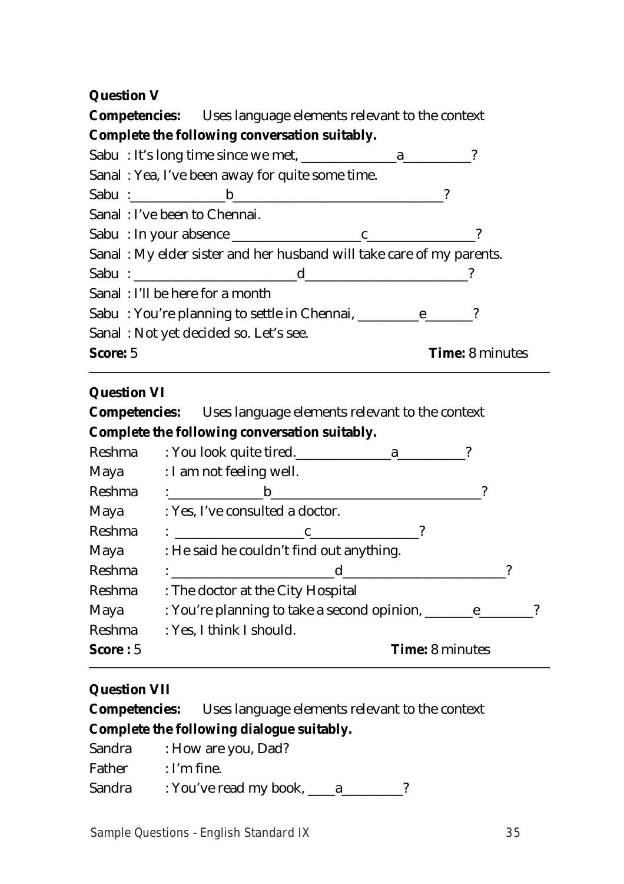**Question V**

**Competencies:** Uses language elements relevant to the context

**Complete the following conversation suitably.**

Sabu : It's long time since we met, ______________a__________?

Sanal : Yea, I've been away for quite some time.

Sabu :______________b_______________________________?

Sanal : I've been to Chennai.

Sabu : In your absence ___________________c________________?

Sanal : My elder sister and her husband will take care of my parents.

Sabu : ________________________d________________________?

Sanal : I'll be here for a month

Sabu : You're planning to settle in Chennai, _________e_______?

Sanal : Not yet decided so. Let's see.

**Score:** 5 **Time:** 8 minutes

---

**Question VI**

**Competencies:** Uses language elements relevant to the context

**Complete the following conversation suitably.**

Reshma : You look quite tired.______________a__________?

Maya : I am not feeling well.

Reshma :______________b_______________________________?

Maya : Yes, I've consulted a doctor.

Reshma : ___________________c________________?

Maya : He said he couldn't find out anything.

Reshma : ________________________d________________________?

Reshma : The doctor at the City Hospital

Maya : You're planning to take a second opinion, _______e________?

Reshma : Yes, I think I should.

**Score :** 5 **Time:** 8 minutes

---

**Question VII**

**Competencies:** Uses language elements relevant to the context

**Complete the following dialogue suitably.**

Sandra : How are you, Dad?

Father : I'm fine.

Sandra : You've read my book, ____a_________?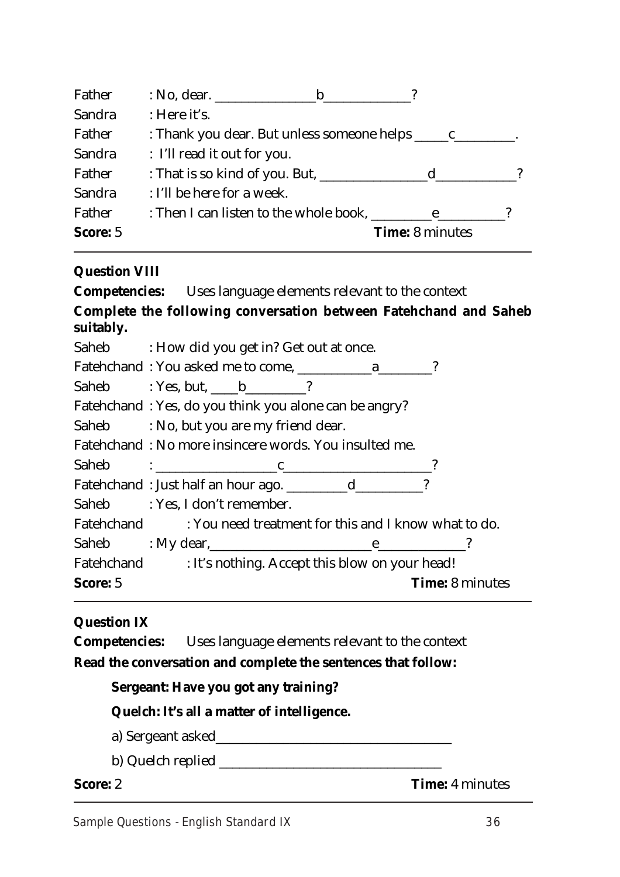Father : No, dear. _______________b_____________?

Sandra : Here it's.

Father : Thank you dear. But unless someone helps _____c_________.

Sandra : I'll read it out for you.

Father : That is so kind of you. But, ________________d____________?

Sandra : I'll be here for a week.

Father : Then I can listen to the whole book, _________e__________?

**Score:** 5 **Time:** 8 minutes

---

**Question VIII**

**Competencies:** Uses language elements relevant to the context

**Complete the following conversation between Fatehchand and Saheb suitably.**

Saheb : How did you get in? Get out at once.

Fatehchand : You asked me to come, ___________a________?

Saheb : Yes, but, ____b_________?

Fatehchand : Yes, do you think you alone can be angry?

Saheb : No, but you are my friend dear.

Fatehchand : No more insincere words. You insulted me.

Saheb : __________________c______________________?

Fatehchand : Just half an hour ago. _________d__________?

Saheb : Yes, I don't remember.

Fatehchand : You need treatment for this and I know what to do.

Saheb : My dear,________________________e_____________?

Fatehchand : It's nothing. Accept this blow on your head!

**Score:** 5 **Time:** 8 minutes

---

**Question IX**

**Competencies:** Uses language elements relevant to the context

**Read the conversation and complete the sentences that follow:**

**Sergeant: Have you got any training?**

**Quelch: It's all a matter of intelligence.**

a) Sergeant asked____________________________________

b) Quelch replied __________________________________

**Score:** 2 **Time:** 4 minutes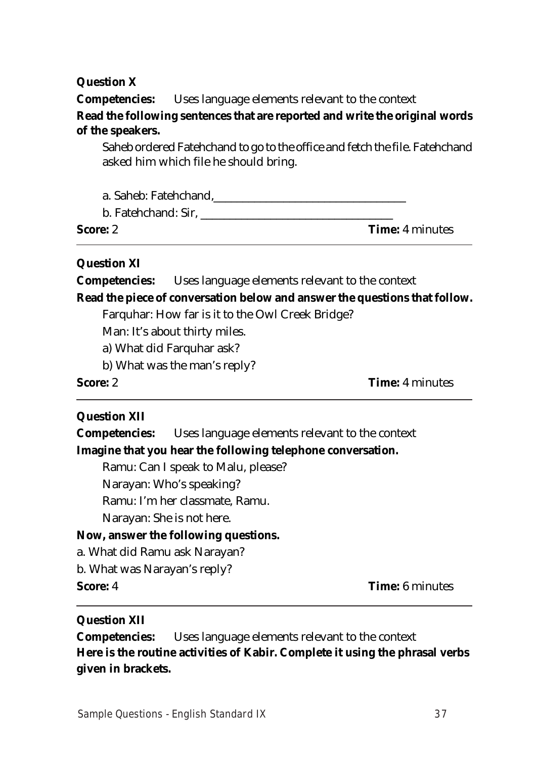**Question X**

**Competencies:** Uses language elements relevant to the context

**Read the following sentences that are reported and write the original words of the speakers.**

Saheb ordered Fatehchand to go to the office and fetch the file. Fatehchand asked him which file he should bring.

a. Saheb: Fatehchand,\_\_\_\_\_\_\_\_\_\_\_\_\_\_\_\_\_\_\_\_\_\_\_\_\_\_\_\_\_\_\_\_\_\_

b. Fatehchand: Sir, \_\_\_\_\_\_\_\_\_\_\_\_\_\_\_\_\_\_\_\_\_\_\_\_\_\_\_\_\_\_\_\_\_\_

**Score:** 2 **Time:** 4 minutes

---

**Question XI**

**Competencies:** Uses language elements relevant to the context

**Read the piece of conversation below and answer the questions that follow.**

Farquhar: How far is it to the Owl Creek Bridge?

Man: It's about thirty miles.

a) What did Farquhar ask?

b) What was the man's reply?

**Score:** 2 **Time:** 4 minutes

---

**Question XII**

**Competencies:** Uses language elements relevant to the context

**Imagine that you hear the following telephone conversation.**

Ramu: Can I speak to Malu, please?

Narayan: Who's speaking?

Ramu: I'm her classmate, Ramu.

Narayan: She is not here.

**Now, answer the following questions.**

a. What did Ramu ask Narayan?

b. What was Narayan's reply?

**Score:** 4 **Time:** 6 minutes

---

**Question XII**

**Competencies:** Uses language elements relevant to the context

**Here is the routine activities of Kabir. Complete it using the phrasal verbs given in brackets.**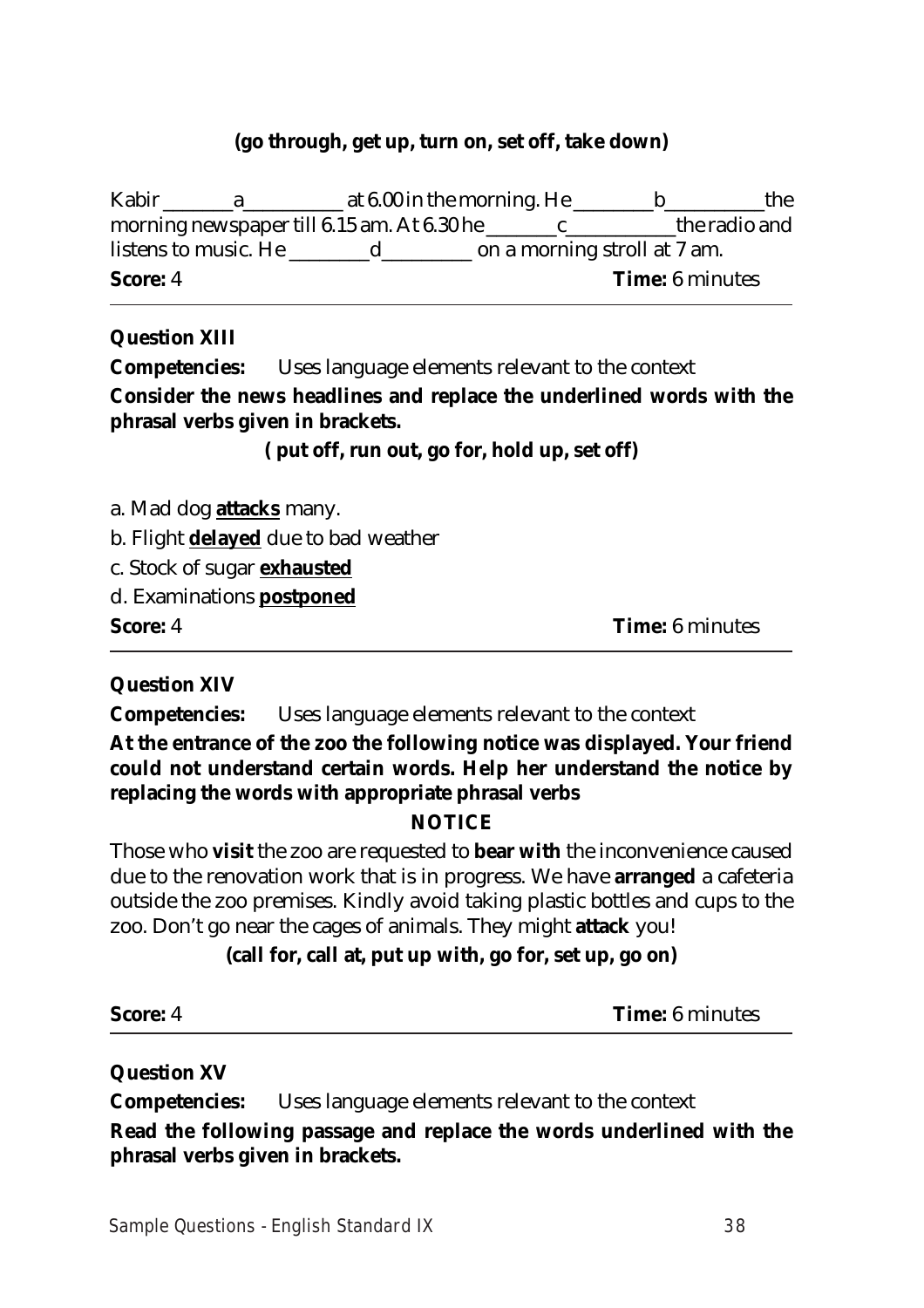**(go through, get up, turn on, set off, take down)**

Kabir _______a__________ at 6.00 in the morning. He ________b__________the morning newspaper till 6.15 am. At 6.30 he _______c___________the radio and listens to music. He ________d_________ on a morning stroll at 7 am.

**Score:** 4 **Time:** 6 minutes

---

**Question XIII**

**Competencies:** Uses language elements relevant to the context

**Consider the news headlines and replace the underlined words with the phrasal verbs given in brackets.**

**( put off, run out, go for, hold up, set off)**

a. Mad dog **<u>attacks</u>** many.

b. Flight **<u>delayed</u>** due to bad weather

c. Stock of sugar **<u>exhausted</u>**

d. Examinations **<u>postponed</u>**

**Score:** 4 **Time:** 6 minutes

---

**Question XIV**

**Competencies:** Uses language elements relevant to the context

**At the entrance of the zoo the following notice was displayed. Your friend could not understand certain words. Help her understand the notice by replacing the words with appropriate phrasal verbs**

**NOTICE**

Those who **visit** the zoo are requested to **bear with** the inconvenience caused due to the renovation work that is in progress. We have **arranged** a cafeteria outside the zoo premises. Kindly avoid taking plastic bottles and cups to the zoo. Don't go near the cages of animals. They might **attack** you!

**(call for, call at, put up with, go for, set up, go on)**

**Score:** 4 **Time:** 6 minutes

---

**Question XV**

**Competencies:** Uses language elements relevant to the context

**Read the following passage and replace the words underlined with the phrasal verbs given in brackets.**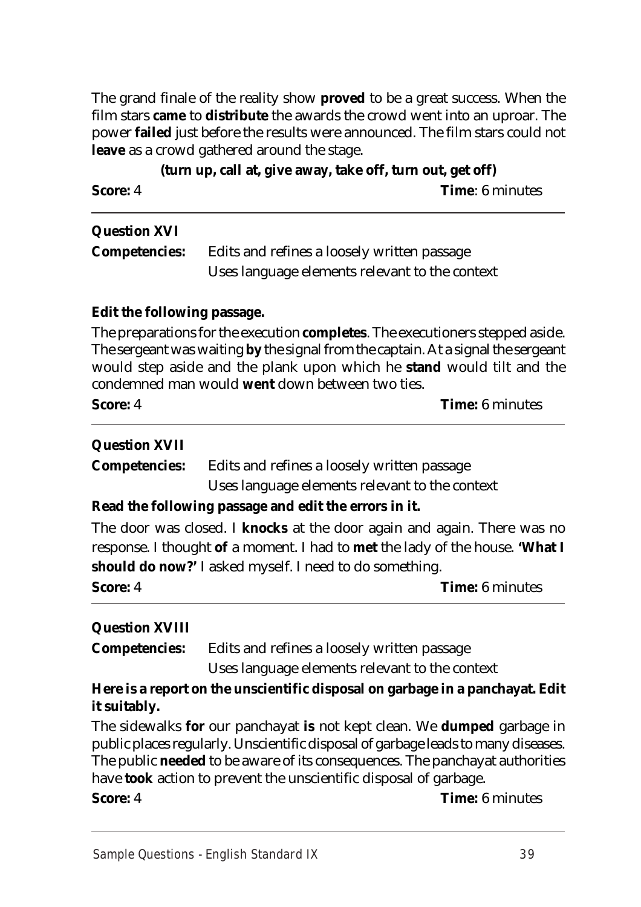The grand finale of the reality show **proved** to be a great success. When the film stars **came** to **distribute** the awards the crowd went into an uproar. The power **failed** just before the results were announced. The film stars could not **leave** as a crowd gathered around the stage.

**(turn up, call at, give away, take off, turn out, get off)**

**Score:** 4 **Time**: 6 minutes

---

**Question XVI**

**Competencies:** Edits and refines a loosely written passage
Uses language elements relevant to the context

**Edit the following passage.**

The preparations for the execution **completes**. The executioners stepped aside. The sergeant was waiting **by** the signal from the captain. At a signal the sergeant would step aside and the plank upon which he **stand** would tilt and the condemned man would **went** down between two ties.

**Score:** 4 **Time:** 6 minutes

---

**Question XVII**

**Competencies:** Edits and refines a loosely written passage
Uses language elements relevant to the context

**Read the following passage and edit the errors in it.**

The door was closed. I **knocks** at the door again and again. There was no response. I thought **of** a moment. I had to **met** the lady of the house. **'What I should do now?'** I asked myself. I need to do something.

**Score:** 4 **Time:** 6 minutes

---

**Question XVIII**

**Competencies:** Edits and refines a loosely written passage
Uses language elements relevant to the context

**Here is a report on the unscientific disposal on garbage in a panchayat. Edit it suitably.**

The sidewalks **for** our panchayat **is** not kept clean. We **dumped** garbage in public places regularly. Unscientific disposal of garbage leads to many diseases. The public **needed** to be aware of its consequences. The panchayat authorities have **took** action to prevent the unscientific disposal of garbage.

**Score:** 4 **Time:** 6 minutes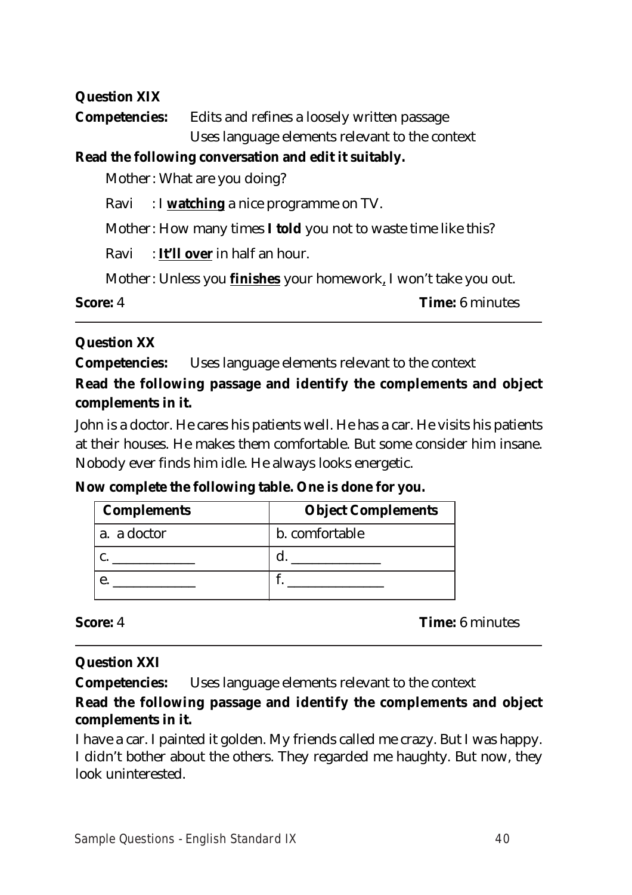**Question XIX**

**Competencies:** Edits and refines a loosely written passage
Uses language elements relevant to the context

**Read the following conversation and edit it suitably.**

Mother : What are you doing?

Ravi : I **watching** a nice programme on TV.

Mother : How many times **I told** you not to waste time like this?

Ravi : **It'll over** in half an hour.

Mother : Unless you **finishes** your homework, I won't take you out.

**Score:** 4 **Time:** 6 minutes

---

**Question XX**

**Competencies:** Uses language elements relevant to the context

**Read the following passage and identify the complements and object complements in it.**

John is a doctor. He cares his patients well. He has a car. He visits his patients at their houses. He makes them comfortable. But some consider him insane. Nobody ever finds him idle. He always looks energetic.

**Now complete the following table. One is done for you.**

| Complements | Object Complements |
|---|---|
| a. a doctor | b. comfortable |
| c. ____________ | d. _____________ |
| e. ____________ | f. ______________ |

**Score:** 4 **Time:** 6 minutes

---

**Question XXI**

**Competencies:** Uses language elements relevant to the context

**Read the following passage and identify the complements and object complements in it.**

I have a car. I painted it golden. My friends called me crazy. But I was happy. I didn't bother about the others. They regarded me haughty. But now, they look uninterested.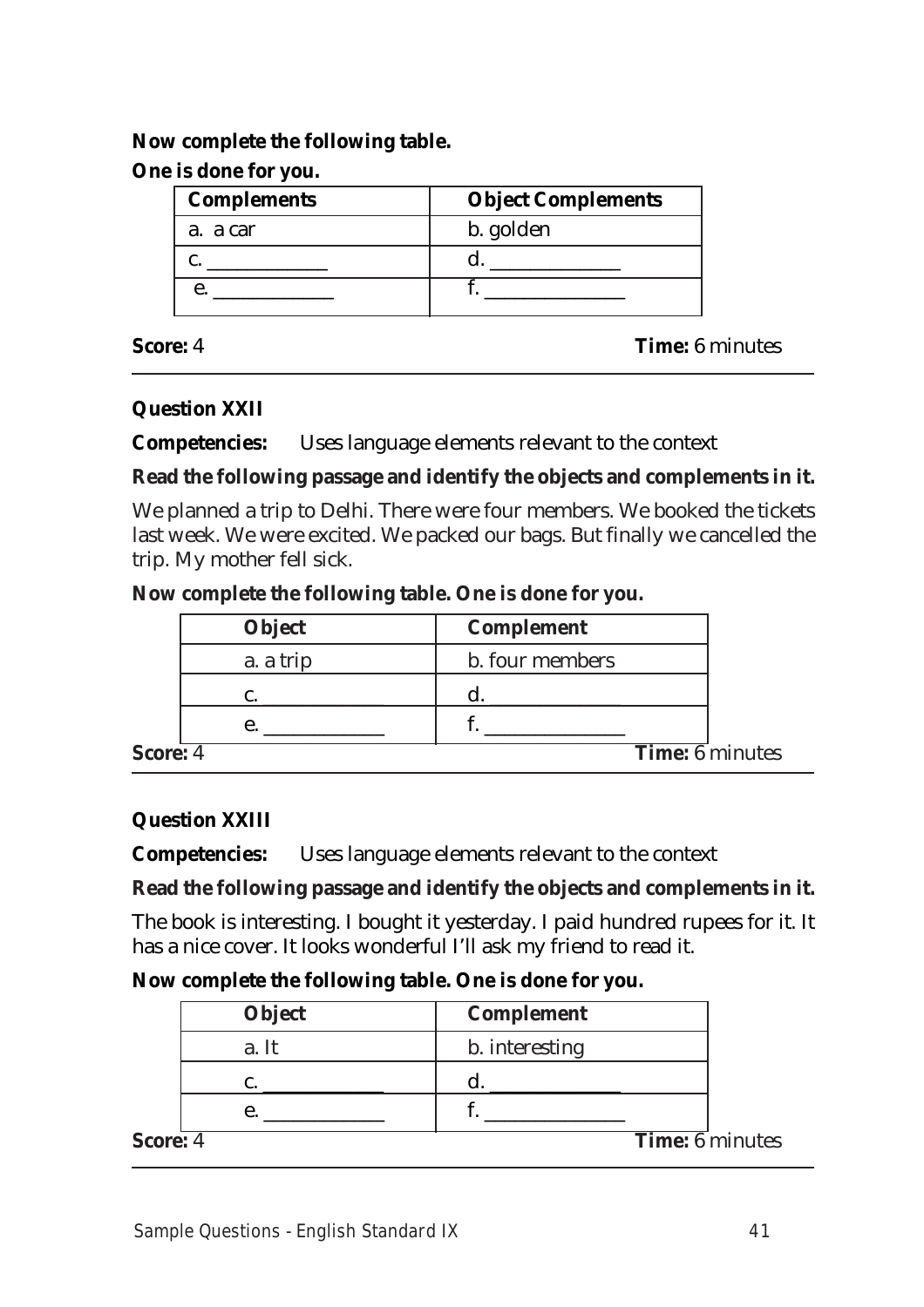**Now complete the following table.**

**One is done for you.**

| Complements | Object Complements |
|---|---|
| a. a car | b. golden |
| c. ____________ | d. ____________ |
| e. ____________ | f. ____________ |

**Score:** 4 **Time:** 6 minutes

---

**Question XXII**

**Competencies:** Uses language elements relevant to the context

**Read the following passage and identify the objects and complements in it.**

We planned a trip to Delhi. There were four members. We booked the tickets last week. We were excited. We packed our bags. But finally we cancelled the trip. My mother fell sick.

**Now complete the following table. One is done for you.**

| Object | Complement |
|---|---|
| a. a trip | b. four members |
| c. ____________ | d. ____________ |
| e. ____________ | f. ____________ |

**Score:** 4 **Time:** 6 minutes

---

**Question XXIII**

**Competencies:** Uses language elements relevant to the context

**Read the following passage and identify the objects and complements in it.**

The book is interesting. I bought it yesterday. I paid hundred rupees for it. It has a nice cover. It looks wonderful I'll ask my friend to read it.

**Now complete the following table. One is done for you.**

| Object | Complement |
|---|---|
| a. It | b. interesting |
| c. ____________ | d. ____________ |
| e. ____________ | f. ____________ |

**Score:** 4 **Time:** 6 minutes